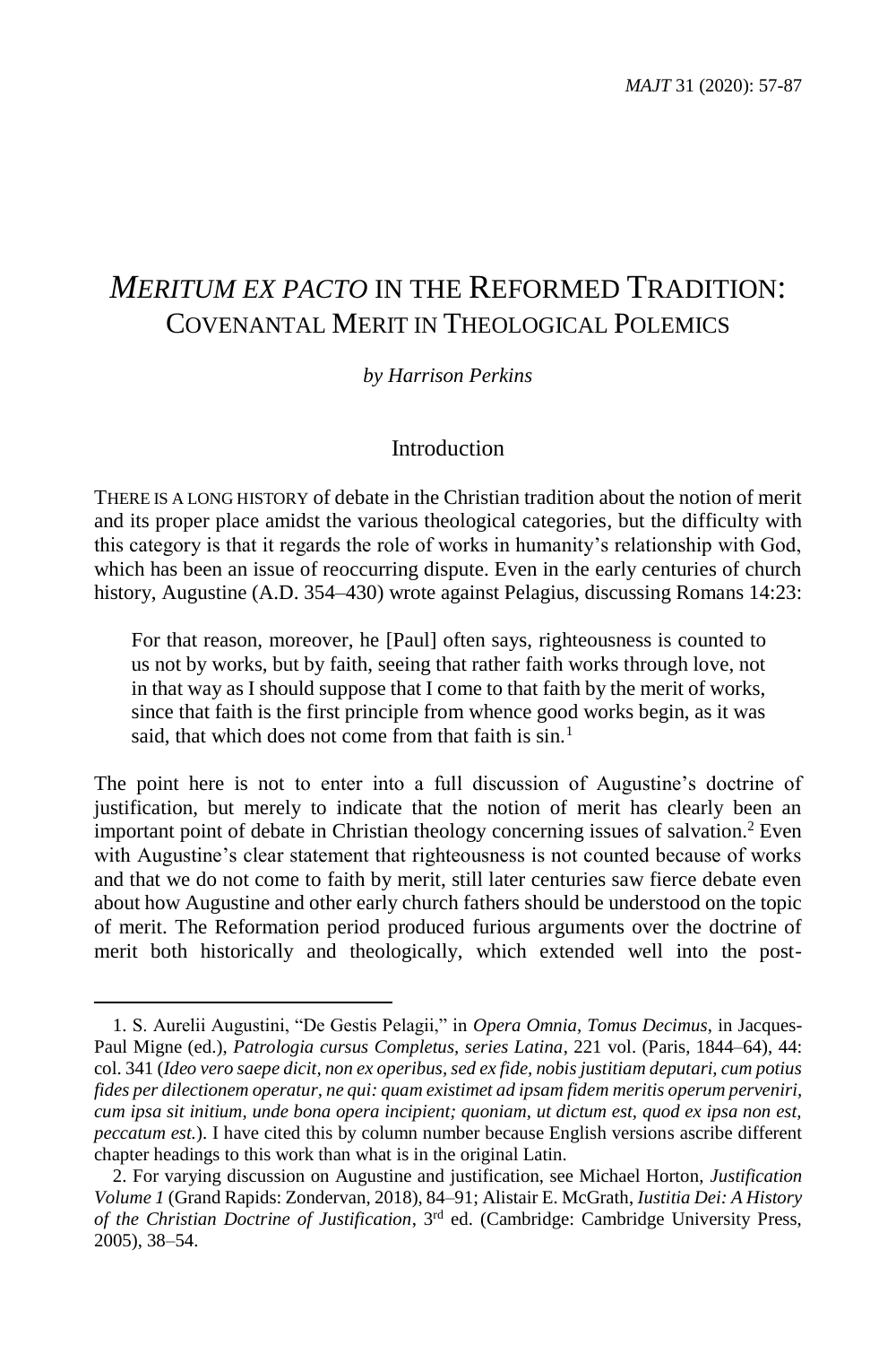# *MERITUM EX PACTO* IN THE REFORMED TRADITION: COVENANTAL MERIT IN THEOLOGICAL POLEMICS

*by Harrison Perkins*

## Introduction

THERE IS A LONG HISTORY of debate in the Christian tradition about the notion of merit and its proper place amidst the various theological categories, but the difficulty with this category is that it regards the role of works in humanity's relationship with God, which has been an issue of reoccurring dispute. Even in the early centuries of church history, Augustine (A.D. 354–430) wrote against Pelagius, discussing Romans 14:23:

> For that reason, moreover, he [Paul] often says, righteousness is counted to us not by works, but by faith, seeing that rather faith works through love, not in that way as I should suppose that I come to that faith by the merit of works, since that faith is the first principle from whence good works begin, as it was said, that which does not come from that faith is sin.[1]

The point here is not to enter into a full discussion of Augustine's doctrine of justification, but merely to indicate that the notion of merit has clearly been an important point of debate in Christian theology concerning issues of salvation.[2] Even with Augustine's clear statement that righteousness is not counted because of works and that we do not come to faith by merit, still later centuries saw fierce debate even about how Augustine and other early church fathers should be understood on the topic of merit. The Reformation period produced furious arguments over the doctrine of merit both historically and theologically, which extended well into the post-

---

1. S. Aurelii Augustini, "De Gestis Pelagii," in *Opera Omnia, Tomus Decimus*, in Jacques-Paul Migne (ed.), *Patrologia cursus Completus, series Latina*, 221 vol. (Paris, 1844–64), 44: col. 341 (*Ideo vero saepe dicit, non ex operibus, sed ex fide, nobis justitiam deputari, cum potius fides per dilectionem operatur, ne qui: quam existimet ad ipsam fidem meritis operum perveniri, cum ipsa sit initium, unde bona opera incipient; quoniam, ut dictum est, quod ex ipsa non est, peccatum est.*). I have cited this by column number because English versions ascribe different chapter headings to this work than what is in the original Latin.

2. For varying discussion on Augustine and justification, see Michael Horton, *Justification Volume 1* (Grand Rapids: Zondervan, 2018), 84–91; Alistair E. McGrath, *Iustitia Dei: A History of the Christian Doctrine of Justification*, 3rd ed. (Cambridge: Cambridge University Press, 2005), 38–54.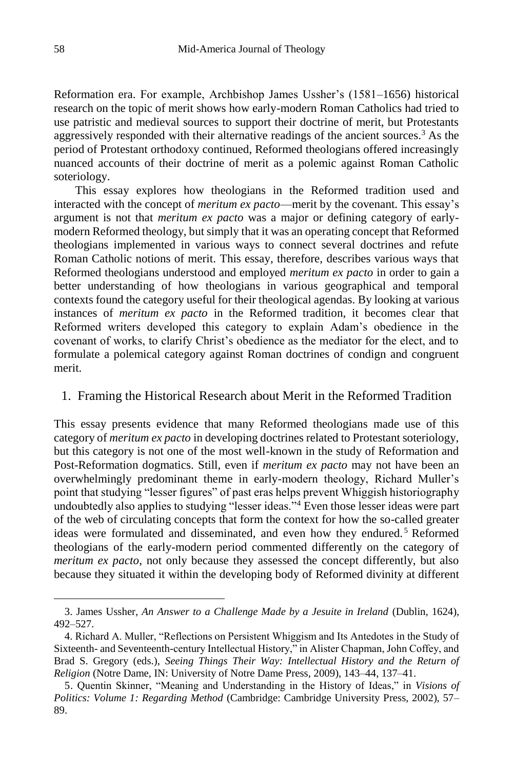Reformation era. For example, Archbishop James Ussher's (1581–1656) historical research on the topic of merit shows how early-modern Roman Catholics had tried to use patristic and medieval sources to support their doctrine of merit, but Protestants aggressively responded with their alternative readings of the ancient sources.[3] As the period of Protestant orthodoxy continued, Reformed theologians offered increasingly nuanced accounts of their doctrine of merit as a polemic against Roman Catholic soteriology.

This essay explores how theologians in the Reformed tradition used and interacted with the concept of *meritum ex pacto*—merit by the covenant. This essay's argument is not that *meritum ex pacto* was a major or defining category of early-modern Reformed theology, but simply that it was an operating concept that Reformed theologians implemented in various ways to connect several doctrines and refute Roman Catholic notions of merit. This essay, therefore, describes various ways that Reformed theologians understood and employed *meritum ex pacto* in order to gain a better understanding of how theologians in various geographical and temporal contexts found the category useful for their theological agendas. By looking at various instances of *meritum ex pacto* in the Reformed tradition, it becomes clear that Reformed writers developed this category to explain Adam's obedience in the covenant of works, to clarify Christ's obedience as the mediator for the elect, and to formulate a polemical category against Roman doctrines of condign and congruent merit.

## 1. Framing the Historical Research about Merit in the Reformed Tradition

This essay presents evidence that many Reformed theologians made use of this category of *meritum ex pacto* in developing doctrines related to Protestant soteriology, but this category is not one of the most well-known in the study of Reformation and Post-Reformation dogmatics. Still, even if *meritum ex pacto* may not have been an overwhelmingly predominant theme in early-modern theology, Richard Muller's point that studying "lesser figures" of past eras helps prevent Whiggish historiography undoubtedly also applies to studying "lesser ideas."[4] Even those lesser ideas were part of the web of circulating concepts that form the context for how the so-called greater ideas were formulated and disseminated, and even how they endured.[5] Reformed theologians of the early-modern period commented differently on the category of *meritum ex pacto*, not only because they assessed the concept differently, but also because they situated it within the developing body of Reformed divinity at different

---

3. James Ussher, *An Answer to a Challenge Made by a Jesuite in Ireland* (Dublin, 1624), 492–527.

4. Richard A. Muller, "Reflections on Persistent Whiggism and Its Antedotes in the Study of Sixteenth- and Seventeenth-century Intellectual History," in Alister Chapman, John Coffey, and Brad S. Gregory (eds.), *Seeing Things Their Way: Intellectual History and the Return of Religion* (Notre Dame, IN: University of Notre Dame Press, 2009), 143–44, 137–41.

5. Quentin Skinner, "Meaning and Understanding in the History of Ideas," in *Visions of Politics: Volume 1: Regarding Method* (Cambridge: Cambridge University Press, 2002), 57–89.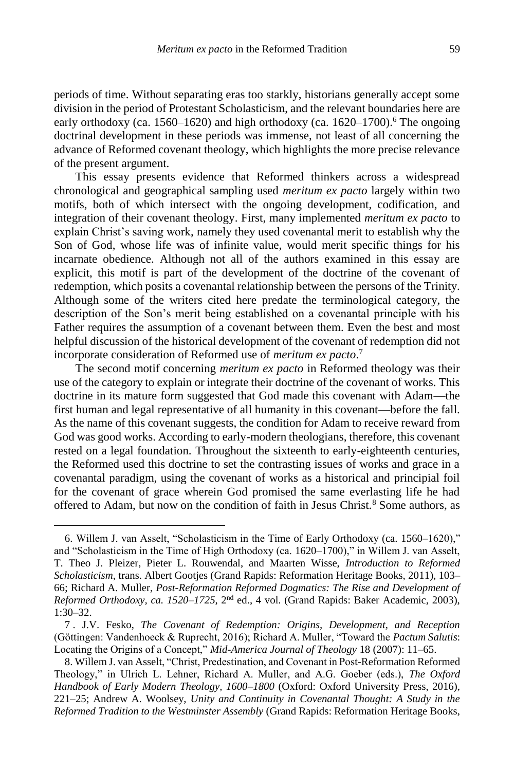periods of time. Without separating eras too starkly, historians generally accept some division in the period of Protestant Scholasticism, and the relevant boundaries here are early orthodoxy (ca. 1560–1620) and high orthodoxy (ca. 1620–1700).[6] The ongoing doctrinal development in these periods was immense, not least of all concerning the advance of Reformed covenant theology, which highlights the more precise relevance of the present argument.

This essay presents evidence that Reformed thinkers across a widespread chronological and geographical sampling used *meritum ex pacto* largely within two motifs, both of which intersect with the ongoing development, codification, and integration of their covenant theology. First, many implemented *meritum ex pacto* to explain Christ's saving work, namely they used covenantal merit to establish why the Son of God, whose life was of infinite value, would merit specific things for his incarnate obedience. Although not all of the authors examined in this essay are explicit, this motif is part of the development of the doctrine of the covenant of redemption, which posits a covenantal relationship between the persons of the Trinity. Although some of the writers cited here predate the terminological category, the description of the Son's merit being established on a covenantal principle with his Father requires the assumption of a covenant between them. Even the best and most helpful discussion of the historical development of the covenant of redemption did not incorporate consideration of Reformed use of *meritum ex pacto*.[7]

The second motif concerning *meritum ex pacto* in Reformed theology was their use of the category to explain or integrate their doctrine of the covenant of works. This doctrine in its mature form suggested that God made this covenant with Adam—the first human and legal representative of all humanity in this covenant—before the fall. As the name of this covenant suggests, the condition for Adam to receive reward from God was good works. According to early-modern theologians, therefore, this covenant rested on a legal foundation. Throughout the sixteenth to early-eighteenth centuries, the Reformed used this doctrine to set the contrasting issues of works and grace in a covenantal paradigm, using the covenant of works as a historical and principial foil for the covenant of grace wherein God promised the same everlasting life he had offered to Adam, but now on the condition of faith in Jesus Christ.[8] Some authors, as

---

6. Willem J. van Asselt, "Scholasticism in the Time of Early Orthodoxy (ca. 1560–1620)," and "Scholasticism in the Time of High Orthodoxy (ca. 1620–1700)," in Willem J. van Asselt, T. Theo J. Pleizer, Pieter L. Rouwendal, and Maarten Wisse, *Introduction to Reformed Scholasticism*, trans. Albert Gootjes (Grand Rapids: Reformation Heritage Books, 2011), 103–66; Richard A. Muller, *Post-Reformation Reformed Dogmatics: The Rise and Development of Reformed Orthodoxy, ca. 1520–1725*, 2nd ed., 4 vol. (Grand Rapids: Baker Academic, 2003), 1:30–32.

7. J.V. Fesko, *The Covenant of Redemption: Origins, Development, and Reception* (Göttingen: Vandenhoeck & Ruprecht, 2016); Richard A. Muller, "Toward the *Pactum Salutis*: Locating the Origins of a Concept," *Mid-America Journal of Theology* 18 (2007): 11–65.

8. Willem J. van Asselt, "Christ, Predestination, and Covenant in Post-Reformation Reformed Theology," in Ulrich L. Lehner, Richard A. Muller, and A.G. Goeber (eds.), *The Oxford Handbook of Early Modern Theology, 1600–1800* (Oxford: Oxford University Press, 2016), 221–25; Andrew A. Woolsey, *Unity and Continuity in Covenantal Thought: A Study in the Reformed Tradition to the Westminster Assembly* (Grand Rapids: Reformation Heritage Books,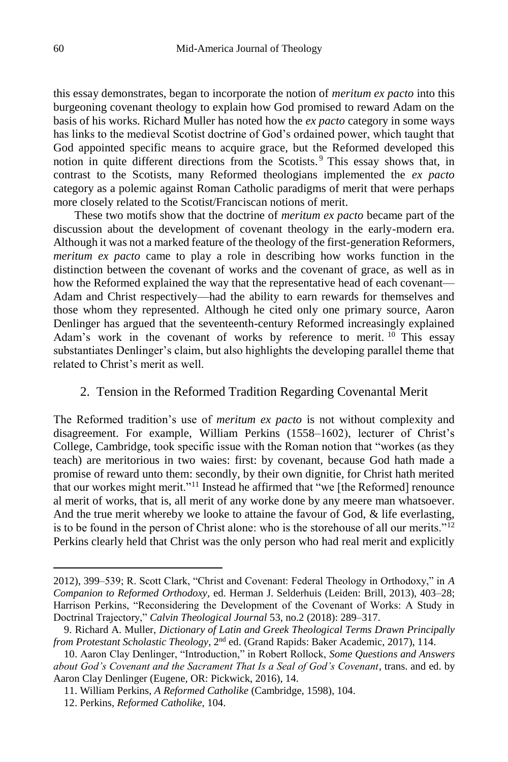this essay demonstrates, began to incorporate the notion of *meritum ex pacto* into this burgeoning covenant theology to explain how God promised to reward Adam on the basis of his works. Richard Muller has noted how the *ex pacto* category in some ways has links to the medieval Scotist doctrine of God's ordained power, which taught that God appointed specific means to acquire grace, but the Reformed developed this notion in quite different directions from the Scotists.[9] This essay shows that, in contrast to the Scotists, many Reformed theologians implemented the *ex pacto* category as a polemic against Roman Catholic paradigms of merit that were perhaps more closely related to the Scotist/Franciscan notions of merit.

These two motifs show that the doctrine of *meritum ex pacto* became part of the discussion about the development of covenant theology in the early-modern era. Although it was not a marked feature of the theology of the first-generation Reformers, *meritum ex pacto* came to play a role in describing how works function in the distinction between the covenant of works and the covenant of grace, as well as in how the Reformed explained the way that the representative head of each covenant—Adam and Christ respectively—had the ability to earn rewards for themselves and those whom they represented. Although he cited only one primary source, Aaron Denlinger has argued that the seventeenth-century Reformed increasingly explained Adam's work in the covenant of works by reference to merit.[10] This essay substantiates Denlinger's claim, but also highlights the developing parallel theme that related to Christ's merit as well.

## 2. Tension in the Reformed Tradition Regarding Covenantal Merit

The Reformed tradition's use of *meritum ex pacto* is not without complexity and disagreement. For example, William Perkins (1558–1602), lecturer of Christ's College, Cambridge, took specific issue with the Roman notion that "workes (as they teach) are meritorious in two waies: first: by covenant, because God hath made a promise of reward unto them: secondly, by their own dignitie, for Christ hath merited that our workes might merit."[11] Instead he affirmed that "we [the Reformed] renounce al merit of works, that is, all merit of any worke done by any meere man whatsoever. And the true merit whereby we looke to attaine the favour of God, & life everlasting, is to be found in the person of Christ alone: who is the storehouse of all our merits."[12] Perkins clearly held that Christ was the only person who had real merit and explicitly

---

2012), 399–539; R. Scott Clark, "Christ and Covenant: Federal Theology in Orthodoxy," in *A Companion to Reformed Orthodoxy*, ed. Herman J. Selderhuis (Leiden: Brill, 2013), 403–28; Harrison Perkins, "Reconsidering the Development of the Covenant of Works: A Study in Doctrinal Trajectory," *Calvin Theological Journal* 53, no.2 (2018): 289–317.

9. Richard A. Muller, *Dictionary of Latin and Greek Theological Terms Drawn Principally from Protestant Scholastic Theology*, 2nd ed. (Grand Rapids: Baker Academic, 2017), 114.

10. Aaron Clay Denlinger, "Introduction," in Robert Rollock, *Some Questions and Answers about God's Covenant and the Sacrament That Is a Seal of God's Covenant*, trans. and ed. by Aaron Clay Denlinger (Eugene, OR: Pickwick, 2016), 14.

11. William Perkins, *A Reformed Catholike* (Cambridge, 1598), 104.

12. Perkins, *Reformed Catholike*, 104.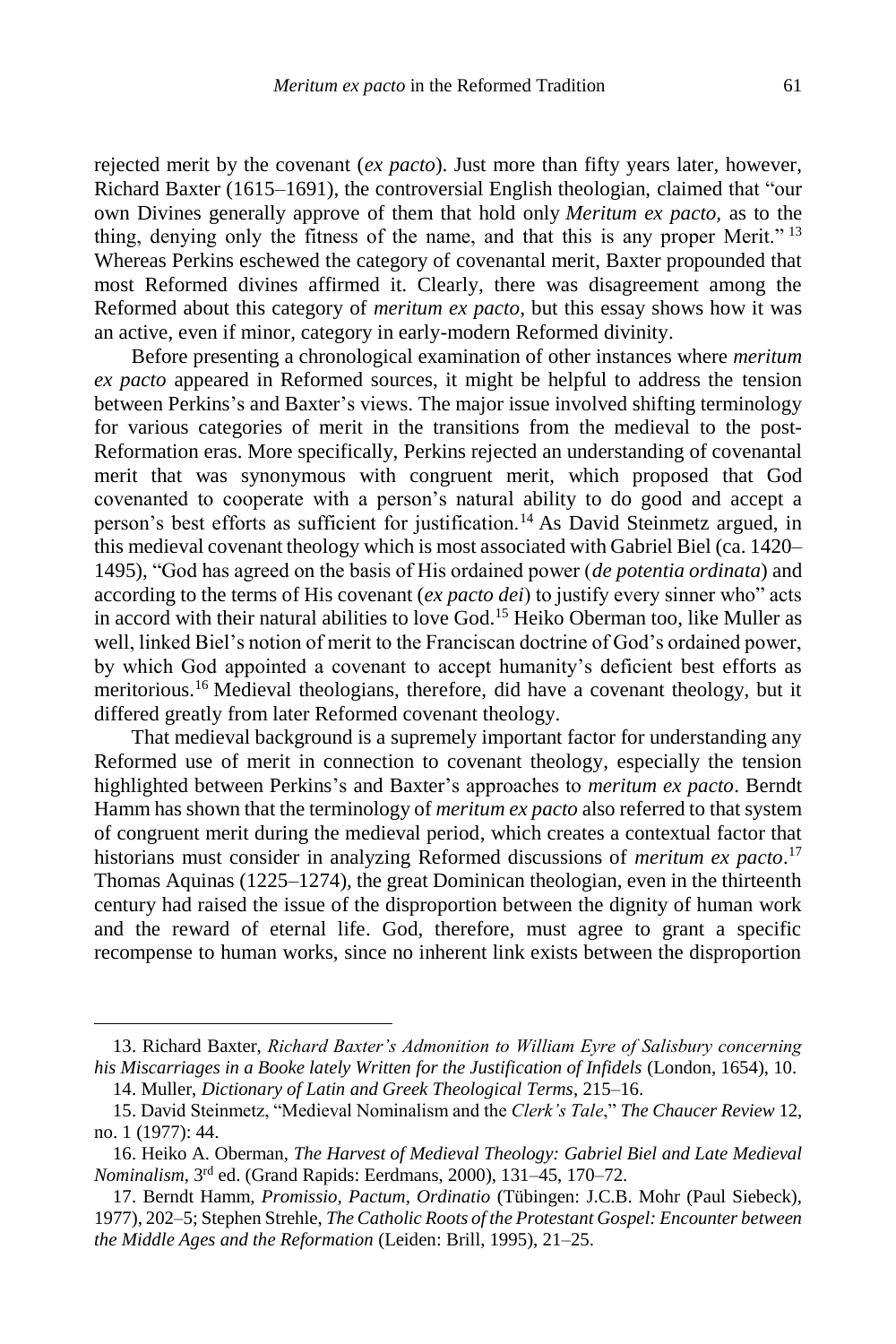rejected merit by the covenant (*ex pacto*). Just more than fifty years later, however, Richard Baxter (1615–1691), the controversial English theologian, claimed that "our own Divines generally approve of them that hold only *Meritum ex pacto,* as to the thing, denying only the fitness of the name, and that this is any proper Merit."[13] Whereas Perkins eschewed the category of covenantal merit, Baxter propounded that most Reformed divines affirmed it. Clearly, there was disagreement among the Reformed about this category of *meritum ex pacto*, but this essay shows how it was an active, even if minor, category in early-modern Reformed divinity.

Before presenting a chronological examination of other instances where *meritum ex pacto* appeared in Reformed sources, it might be helpful to address the tension between Perkins's and Baxter's views. The major issue involved shifting terminology for various categories of merit in the transitions from the medieval to the post-Reformation eras. More specifically, Perkins rejected an understanding of covenantal merit that was synonymous with congruent merit, which proposed that God covenanted to cooperate with a person's natural ability to do good and accept a person's best efforts as sufficient for justification.[14] As David Steinmetz argued, in this medieval covenant theology which is most associated with Gabriel Biel (ca. 1420–1495), "God has agreed on the basis of His ordained power (*de potentia ordinata*) and according to the terms of His covenant (*ex pacto dei*) to justify every sinner who" acts in accord with their natural abilities to love God.[15] Heiko Oberman too, like Muller as well, linked Biel's notion of merit to the Franciscan doctrine of God's ordained power, by which God appointed a covenant to accept humanity's deficient best efforts as meritorious.[16] Medieval theologians, therefore, did have a covenant theology, but it differed greatly from later Reformed covenant theology.

That medieval background is a supremely important factor for understanding any Reformed use of merit in connection to covenant theology, especially the tension highlighted between Perkins's and Baxter's approaches to *meritum ex pacto*. Berndt Hamm has shown that the terminology of *meritum ex pacto* also referred to that system of congruent merit during the medieval period, which creates a contextual factor that historians must consider in analyzing Reformed discussions of *meritum ex pacto*.[17] Thomas Aquinas (1225–1274), the great Dominican theologian, even in the thirteenth century had raised the issue of the disproportion between the dignity of human work and the reward of eternal life. God, therefore, must agree to grant a specific recompense to human works, since no inherent link exists between the disproportion

---

13. Richard Baxter, *Richard Baxter's Admonition to William Eyre of Salisbury concerning his Miscarriages in a Booke lately Written for the Justification of Infidels* (London, 1654), 10.

14. Muller, *Dictionary of Latin and Greek Theological Terms*, 215–16.

15. David Steinmetz, "Medieval Nominalism and the *Clerk's Tale*," *The Chaucer Review* 12, no. 1 (1977): 44.

16. Heiko A. Oberman, *The Harvest of Medieval Theology: Gabriel Biel and Late Medieval Nominalism*, 3rd ed. (Grand Rapids: Eerdmans, 2000), 131–45, 170–72.

17. Berndt Hamm, *Promissio, Pactum, Ordinatio* (Tübingen: J.C.B. Mohr (Paul Siebeck), 1977), 202–5; Stephen Strehle, *The Catholic Roots of the Protestant Gospel: Encounter between the Middle Ages and the Reformation* (Leiden: Brill, 1995), 21–25.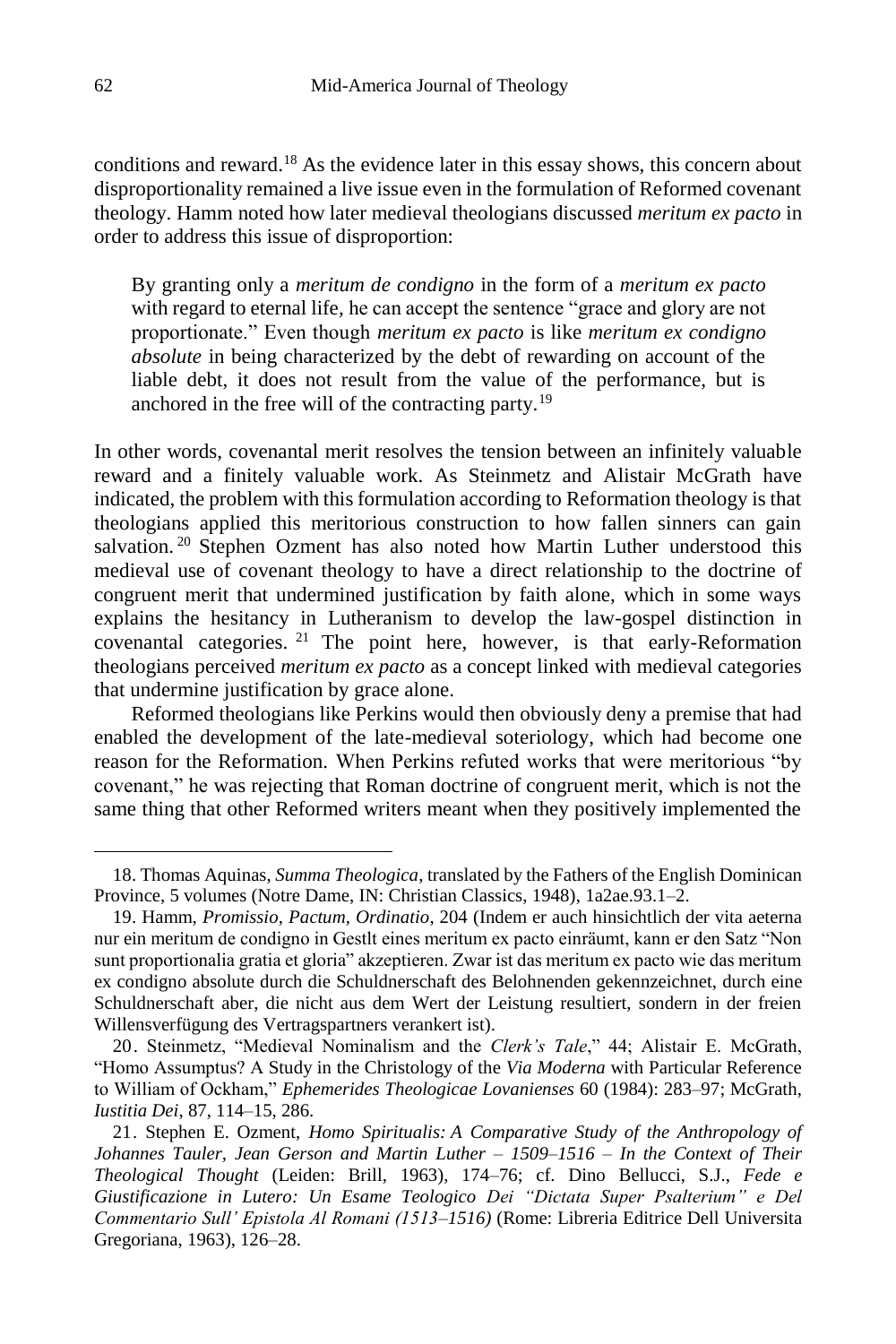conditions and reward.[18] As the evidence later in this essay shows, this concern about disproportionality remained a live issue even in the formulation of Reformed covenant theology. Hamm noted how later medieval theologians discussed *meritum ex pacto* in order to address this issue of disproportion:

> By granting only a *meritum de condigno* in the form of a *meritum ex pacto* with regard to eternal life, he can accept the sentence "grace and glory are not proportionate." Even though *meritum ex pacto* is like *meritum ex condigno absolute* in being characterized by the debt of rewarding on account of the liable debt, it does not result from the value of the performance, but is anchored in the free will of the contracting party.[19]

In other words, covenantal merit resolves the tension between an infinitely valuable reward and a finitely valuable work. As Steinmetz and Alistair McGrath have indicated, the problem with this formulation according to Reformation theology is that theologians applied this meritorious construction to how fallen sinners can gain salvation.[20] Stephen Ozment has also noted how Martin Luther understood this medieval use of covenant theology to have a direct relationship to the doctrine of congruent merit that undermined justification by faith alone, which in some ways explains the hesitancy in Lutheranism to develop the law-gospel distinction in covenantal categories.[21] The point here, however, is that early-Reformation theologians perceived *meritum ex pacto* as a concept linked with medieval categories that undermine justification by grace alone.

Reformed theologians like Perkins would then obviously deny a premise that had enabled the development of the late-medieval soteriology, which had become one reason for the Reformation. When Perkins refuted works that were meritorious "by covenant," he was rejecting that Roman doctrine of congruent merit, which is not the same thing that other Reformed writers meant when they positively implemented the

---

18. Thomas Aquinas, *Summa Theologica*, translated by the Fathers of the English Dominican Province, 5 volumes (Notre Dame, IN: Christian Classics, 1948), 1a2ae.93.1–2.

19. Hamm, *Promissio, Pactum, Ordinatio*, 204 (Indem er auch hinsichtlich der vita aeterna nur ein meritum de condigno in Gestlt eines meritum ex pacto einräumt, kann er den Satz "Non sunt proportionalia gratia et gloria" akzeptieren. Zwar ist das meritum ex pacto wie das meritum ex condigno absolute durch die Schuldnerschaft des Belohnenden gekennzeichnet, durch eine Schuldnerschaft aber, die nicht aus dem Wert der Leistung resultiert, sondern in der freien Willensverfügung des Vertragspartners verankert ist).

20. Steinmetz, "Medieval Nominalism and the *Clerk's Tale*," 44; Alistair E. McGrath, "Homo Assumptus? A Study in the Christology of the *Via Moderna* with Particular Reference to William of Ockham," *Ephemerides Theologicae Lovanienses* 60 (1984): 283–97; McGrath, *Iustitia Dei*, 87, 114–15, 286.

21. Stephen E. Ozment, *Homo Spiritualis: A Comparative Study of the Anthropology of Johannes Tauler, Jean Gerson and Martin Luther – 1509–1516 – In the Context of Their Theological Thought* (Leiden: Brill, 1963), 174–76; cf. Dino Bellucci, S.J., *Fede e Giustificazione in Lutero: Un Esame Teologico Dei "Dictata Super Psalterium" e Del Commentario Sull' Epistola Al Romani (1513–1516)* (Rome: Libreria Editrice Dell Universita Gregoriana, 1963), 126–28.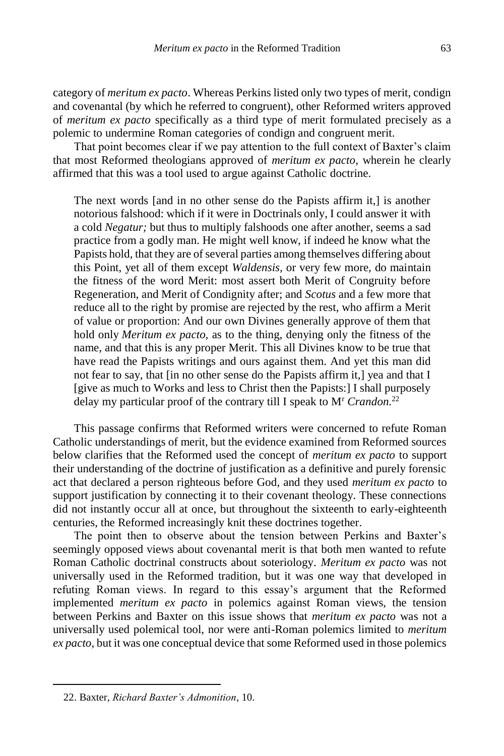category of *meritum ex pacto*. Whereas Perkins listed only two types of merit, condign and covenantal (by which he referred to congruent), other Reformed writers approved of *meritum ex pacto* specifically as a third type of merit formulated precisely as a polemic to undermine Roman categories of condign and congruent merit.

That point becomes clear if we pay attention to the full context of Baxter's claim that most Reformed theologians approved of *meritum ex pacto*, wherein he clearly affirmed that this was a tool used to argue against Catholic doctrine.

> The next words [and in no other sense do the Papists affirm it,] is another notorious falshood: which if it were in Doctrinals only, I could answer it with a cold *Negatur;* but thus to multiply falshoods one after another, seems a sad practice from a godly man. He might well know, if indeed he know what the Papists hold, that they are of several parties among themselves differing about this Point, yet all of them except *Waldensis,* or very few more, do maintain the fitness of the word Merit: most assert both Merit of Congruity before Regeneration, and Merit of Condignity after; and *Scotus* and a few more that reduce all to the right by promise are rejected by the rest, who affirm a Merit of value or proportion: And our own Divines generally approve of them that hold only *Meritum ex pacto,* as to the thing, denying only the fitness of the name, and that this is any proper Merit. This all Divines know to be true that have read the Papists writings and ours against them. And yet this man did not fear to say, that [in no other sense do the Papists affirm it,] yea and that I [give as much to Works and less to Christ then the Papists:] I shall purposely delay my particular proof of the contrary till I speak to M^r^ *Crandon.*[22]

This passage confirms that Reformed writers were concerned to refute Roman Catholic understandings of merit, but the evidence examined from Reformed sources below clarifies that the Reformed used the concept of *meritum ex pacto* to support their understanding of the doctrine of justification as a definitive and purely forensic act that declared a person righteous before God, and they used *meritum ex pacto* to support justification by connecting it to their covenant theology. These connections did not instantly occur all at once, but throughout the sixteenth to early-eighteenth centuries, the Reformed increasingly knit these doctrines together.

The point then to observe about the tension between Perkins and Baxter's seemingly opposed views about covenantal merit is that both men wanted to refute Roman Catholic doctrinal constructs about soteriology. *Meritum ex pacto* was not universally used in the Reformed tradition, but it was one way that developed in refuting Roman views. In regard to this essay's argument that the Reformed implemented *meritum ex pacto* in polemics against Roman views, the tension between Perkins and Baxter on this issue shows that *meritum ex pacto* was not a universally used polemical tool, nor were anti-Roman polemics limited to *meritum ex pacto*, but it was one conceptual device that some Reformed used in those polemics

22. Baxter, *Richard Baxter's Admonition*, 10.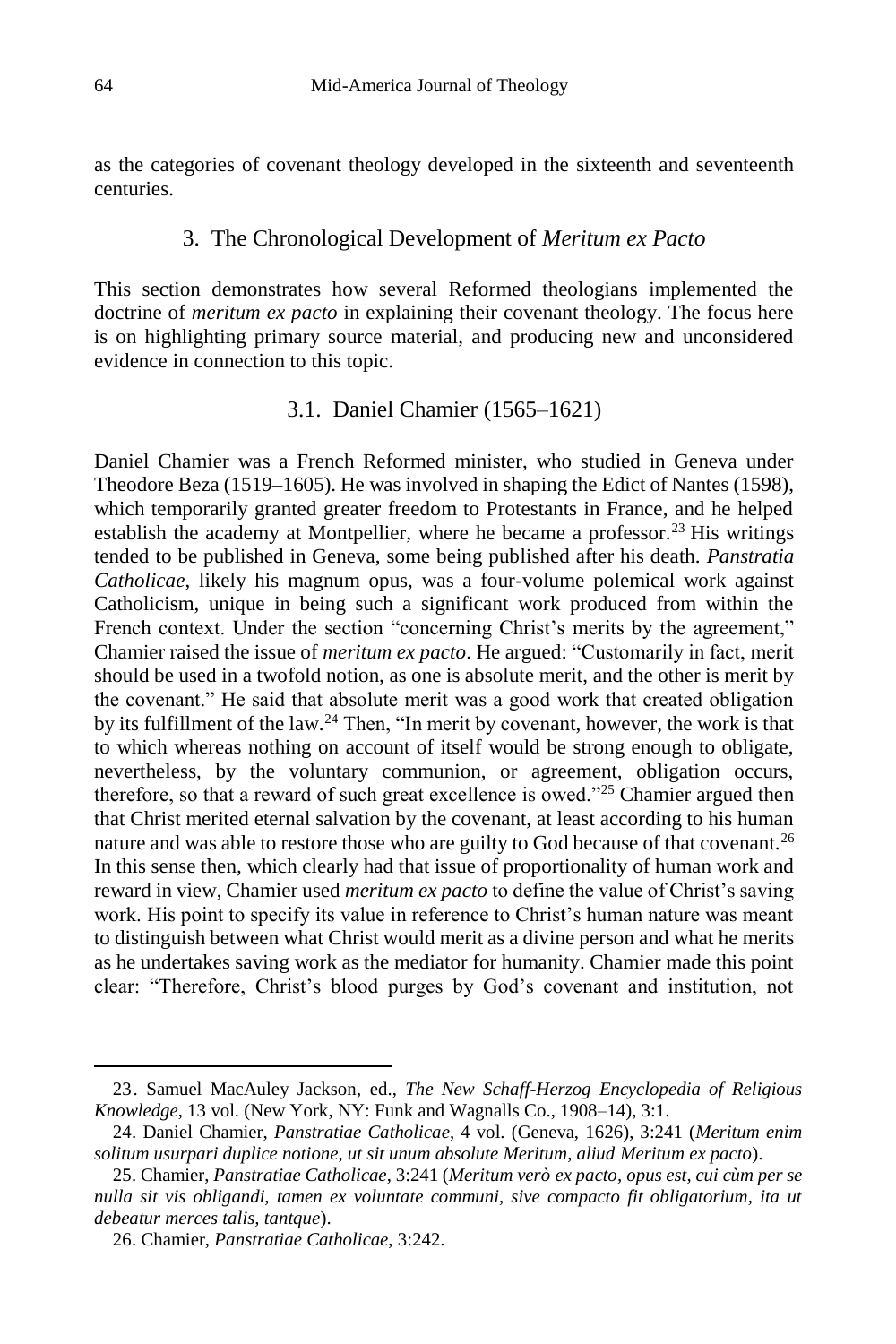as the categories of covenant theology developed in the sixteenth and seventeenth centuries.

## 3. The Chronological Development of *Meritum ex Pacto*

This section demonstrates how several Reformed theologians implemented the doctrine of *meritum ex pacto* in explaining their covenant theology. The focus here is on highlighting primary source material, and producing new and unconsidered evidence in connection to this topic.

### 3.1. Daniel Chamier (1565–1621)

Daniel Chamier was a French Reformed minister, who studied in Geneva under Theodore Beza (1519–1605). He was involved in shaping the Edict of Nantes (1598), which temporarily granted greater freedom to Protestants in France, and he helped establish the academy at Montpellier, where he became a professor.[23] His writings tended to be published in Geneva, some being published after his death. *Panstratia Catholicae*, likely his magnum opus, was a four-volume polemical work against Catholicism, unique in being such a significant work produced from within the French context. Under the section "concerning Christ's merits by the agreement," Chamier raised the issue of *meritum ex pacto*. He argued: "Customarily in fact, merit should be used in a twofold notion, as one is absolute merit, and the other is merit by the covenant." He said that absolute merit was a good work that created obligation by its fulfillment of the law.[24] Then, "In merit by covenant, however, the work is that to which whereas nothing on account of itself would be strong enough to obligate, nevertheless, by the voluntary communion, or agreement, obligation occurs, therefore, so that a reward of such great excellence is owed."[25] Chamier argued then that Christ merited eternal salvation by the covenant, at least according to his human nature and was able to restore those who are guilty to God because of that covenant.[26] In this sense then, which clearly had that issue of proportionality of human work and reward in view, Chamier used *meritum ex pacto* to define the value of Christ's saving work. His point to specify its value in reference to Christ's human nature was meant to distinguish between what Christ would merit as a divine person and what he merits as he undertakes saving work as the mediator for humanity. Chamier made this point clear: "Therefore, Christ's blood purges by God's covenant and institution, not

---

23. Samuel MacAuley Jackson, ed., *The New Schaff-Herzog Encyclopedia of Religious Knowledge*, 13 vol. (New York, NY: Funk and Wagnalls Co., 1908–14), 3:1.

24. Daniel Chamier, *Panstratiae Catholicae*, 4 vol. (Geneva, 1626), 3:241 (*Meritum enim solitum usurpari duplice notione, ut sit unum absolute Meritum, aliud Meritum ex pacto*).

25. Chamier, *Panstratiae Catholicae*, 3:241 (*Meritum verò ex pacto, opus est, cui cùm per se nulla sit vis obligandi, tamen ex voluntate communi, sive compacto fit obligatorium, ita ut debeatur merces talis, tantque*).

26. Chamier, *Panstratiae Catholicae*, 3:242.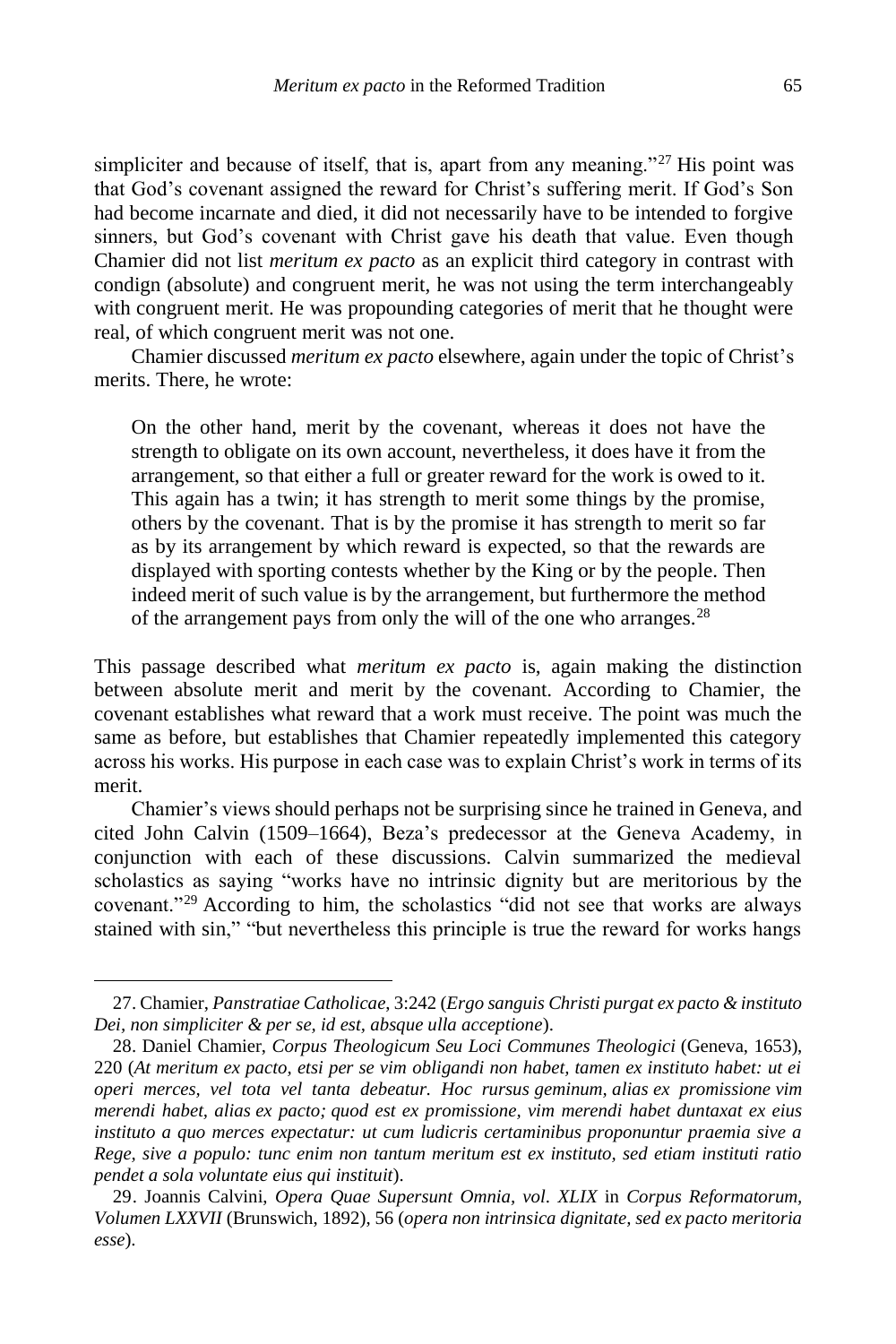simpliciter and because of itself, that is, apart from any meaning."[27] His point was that God's covenant assigned the reward for Christ's suffering merit. If God's Son had become incarnate and died, it did not necessarily have to be intended to forgive sinners, but God's covenant with Christ gave his death that value. Even though Chamier did not list *meritum ex pacto* as an explicit third category in contrast with condign (absolute) and congruent merit, he was not using the term interchangeably with congruent merit. He was propounding categories of merit that he thought were real, of which congruent merit was not one.

Chamier discussed *meritum ex pacto* elsewhere, again under the topic of Christ's merits. There, he wrote:

> On the other hand, merit by the covenant, whereas it does not have the strength to obligate on its own account, nevertheless, it does have it from the arrangement, so that either a full or greater reward for the work is owed to it. This again has a twin; it has strength to merit some things by the promise, others by the covenant. That is by the promise it has strength to merit so far as by its arrangement by which reward is expected, so that the rewards are displayed with sporting contests whether by the King or by the people. Then indeed merit of such value is by the arrangement, but furthermore the method of the arrangement pays from only the will of the one who arranges.[28]

This passage described what *meritum ex pacto* is, again making the distinction between absolute merit and merit by the covenant. According to Chamier, the covenant establishes what reward that a work must receive. The point was much the same as before, but establishes that Chamier repeatedly implemented this category across his works. His purpose in each case was to explain Christ's work in terms of its merit.

Chamier's views should perhaps not be surprising since he trained in Geneva, and cited John Calvin (1509–1664), Beza's predecessor at the Geneva Academy, in conjunction with each of these discussions. Calvin summarized the medieval scholastics as saying "works have no intrinsic dignity but are meritorious by the covenant."[29] According to him, the scholastics "did not see that works are always stained with sin," "but nevertheless this principle is true the reward for works hangs

---

27. Chamier, *Panstratiae Catholicae*, 3:242 (*Ergo sanguis Christi purgat ex pacto & instituto Dei, non simpliciter & per se, id est, absque ulla acceptione*).

28. Daniel Chamier, *Corpus Theologicum Seu Loci Communes Theologici* (Geneva, 1653), 220 (*At meritum ex pacto, etsi per se vim obligandi non habet, tamen ex instituto habet: ut ei operi merces, vel tota vel tanta debeatur. Hoc rursus geminum, alias ex promissione vim merendi habet, alias ex pacto; quod est ex promissione, vim merendi habet duntaxat ex eius instituto a quo merces expectatur: ut cum ludicris certaminibus proponuntur praemia sive a Rege, sive a populo: tunc enim non tantum meritum est ex instituto, sed etiam instituti ratio pendet a sola voluntate eius qui instituit*).

29. Joannis Calvini, *Opera Quae Supersunt Omnia, vol. XLIX* in *Corpus Reformatorum, Volumen LXXVII* (Brunswich, 1892), 56 (*opera non intrinsica dignitate, sed ex pacto meritoria esse*).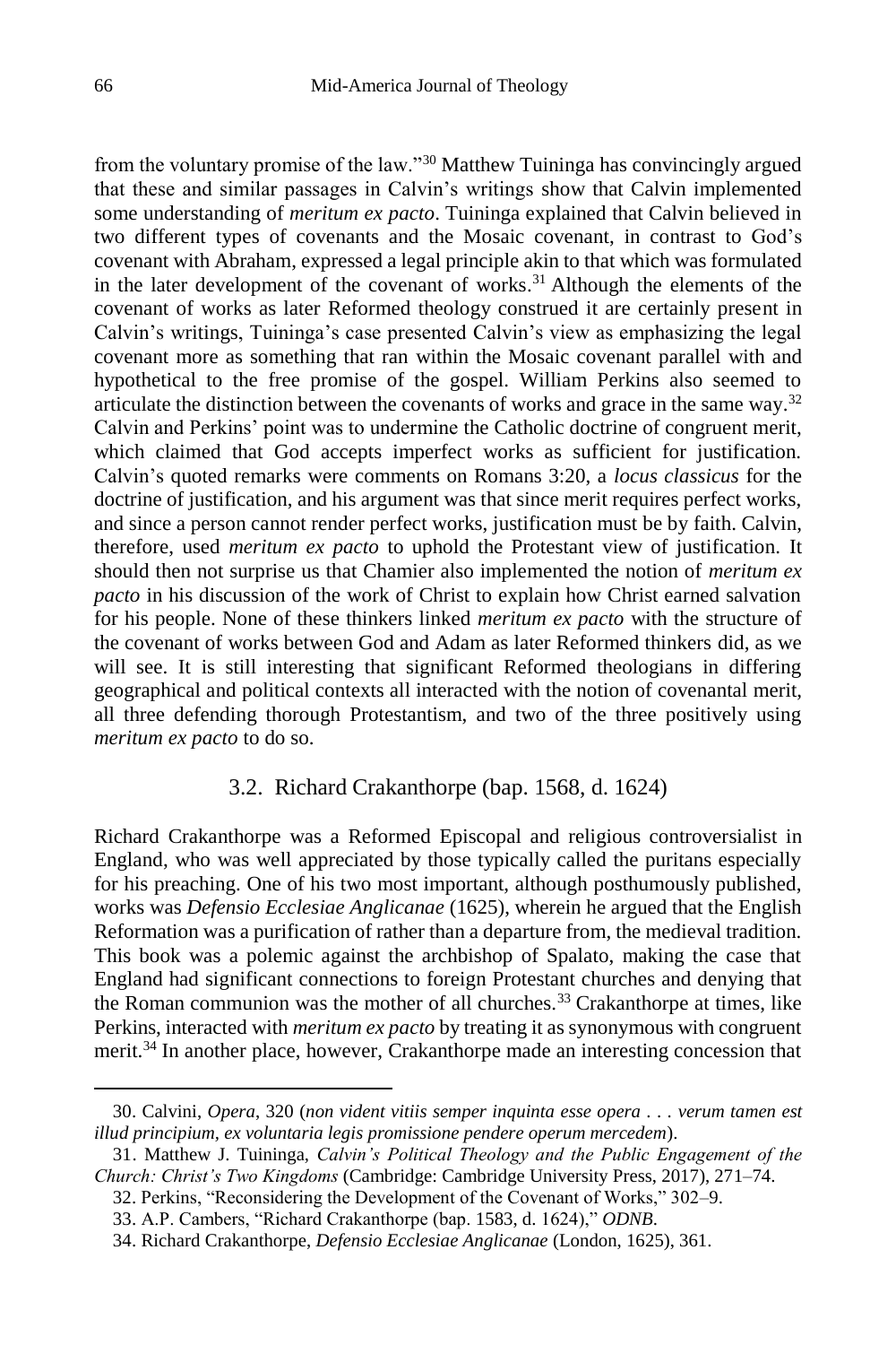from the voluntary promise of the law."[30] Matthew Tuininga has convincingly argued that these and similar passages in Calvin's writings show that Calvin implemented some understanding of *meritum ex pacto*. Tuininga explained that Calvin believed in two different types of covenants and the Mosaic covenant, in contrast to God's covenant with Abraham, expressed a legal principle akin to that which was formulated in the later development of the covenant of works.[31] Although the elements of the covenant of works as later Reformed theology construed it are certainly present in Calvin's writings, Tuininga's case presented Calvin's view as emphasizing the legal covenant more as something that ran within the Mosaic covenant parallel with and hypothetical to the free promise of the gospel. William Perkins also seemed to articulate the distinction between the covenants of works and grace in the same way.[32] Calvin and Perkins' point was to undermine the Catholic doctrine of congruent merit, which claimed that God accepts imperfect works as sufficient for justification. Calvin's quoted remarks were comments on Romans 3:20, a *locus classicus* for the doctrine of justification, and his argument was that since merit requires perfect works, and since a person cannot render perfect works, justification must be by faith. Calvin, therefore, used *meritum ex pacto* to uphold the Protestant view of justification. It should then not surprise us that Chamier also implemented the notion of *meritum ex pacto* in his discussion of the work of Christ to explain how Christ earned salvation for his people. None of these thinkers linked *meritum ex pacto* with the structure of the covenant of works between God and Adam as later Reformed thinkers did, as we will see. It is still interesting that significant Reformed theologians in differing geographical and political contexts all interacted with the notion of covenantal merit, all three defending thorough Protestantism, and two of the three positively using *meritum ex pacto* to do so.

### 3.2. Richard Crakanthorpe (bap. 1568, d. 1624)

Richard Crakanthorpe was a Reformed Episcopal and religious controversialist in England, who was well appreciated by those typically called the puritans especially for his preaching. One of his two most important, although posthumously published, works was *Defensio Ecclesiae Anglicanae* (1625), wherein he argued that the English Reformation was a purification of rather than a departure from, the medieval tradition. This book was a polemic against the archbishop of Spalato, making the case that England had significant connections to foreign Protestant churches and denying that the Roman communion was the mother of all churches.[33] Crakanthorpe at times, like Perkins, interacted with *meritum ex pacto* by treating it as synonymous with congruent merit.[34] In another place, however, Crakanthorpe made an interesting concession that

---

30. Calvini, *Opera*, 320 (*non vident vitiis semper inquinta esse opera . . . verum tamen est illud principium, ex voluntaria legis promissione pendere operum mercedem*).

31. Matthew J. Tuininga, *Calvin's Political Theology and the Public Engagement of the Church: Christ's Two Kingdoms* (Cambridge: Cambridge University Press, 2017), 271–74.

32. Perkins, "Reconsidering the Development of the Covenant of Works," 302–9.

33. A.P. Cambers, "Richard Crakanthorpe (bap. 1583, d. 1624)," *ODNB*.

34. Richard Crakanthorpe, *Defensio Ecclesiae Anglicanae* (London, 1625), 361.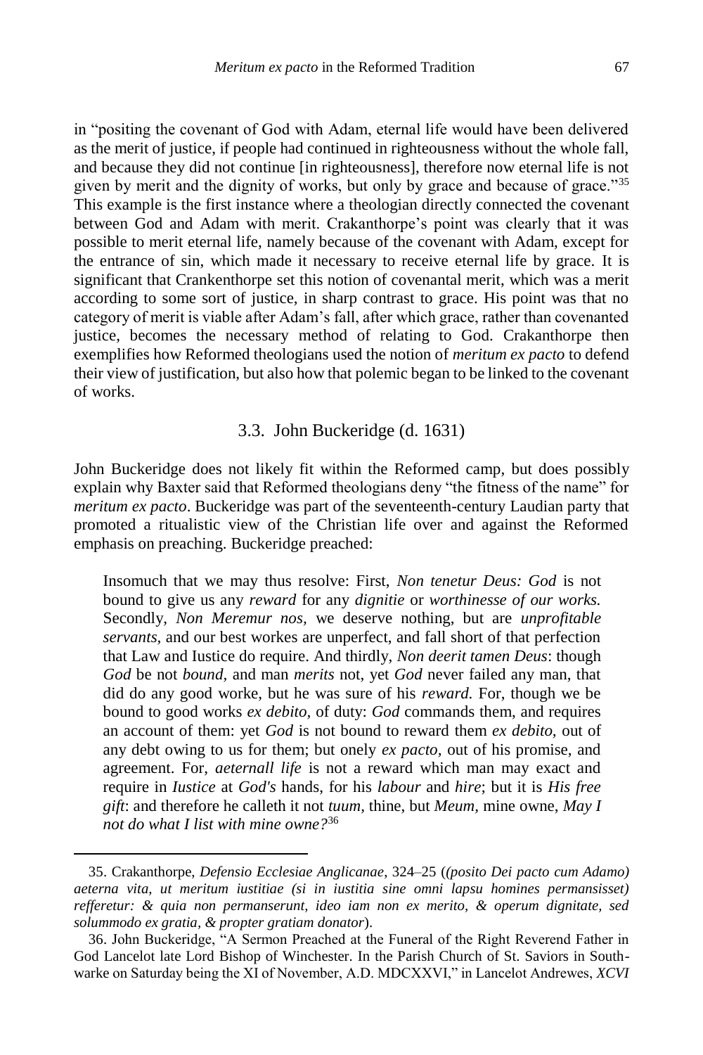in "positing the covenant of God with Adam, eternal life would have been delivered as the merit of justice, if people had continued in righteousness without the whole fall, and because they did not continue [in righteousness], therefore now eternal life is not given by merit and the dignity of works, but only by grace and because of grace."[35] This example is the first instance where a theologian directly connected the covenant between God and Adam with merit. Crakanthorpe's point was clearly that it was possible to merit eternal life, namely because of the covenant with Adam, except for the entrance of sin, which made it necessary to receive eternal life by grace. It is significant that Crankenthorpe set this notion of covenantal merit, which was a merit according to some sort of justice, in sharp contrast to grace. His point was that no category of merit is viable after Adam's fall, after which grace, rather than covenanted justice, becomes the necessary method of relating to God. Crakanthorpe then exemplifies how Reformed theologians used the notion of *meritum ex pacto* to defend their view of justification, but also how that polemic began to be linked to the covenant of works.

### 3.3. John Buckeridge (d. 1631)

John Buckeridge does not likely fit within the Reformed camp, but does possibly explain why Baxter said that Reformed theologians deny "the fitness of the name" for *meritum ex pacto*. Buckeridge was part of the seventeenth-century Laudian party that promoted a ritualistic view of the Christian life over and against the Reformed emphasis on preaching. Buckeridge preached:

> Insomuch that we may thus resolve: First, *Non tenetur Deus: God* is not bound to give us any *reward* for any *dignitie* or *worthinesse of our works.* Secondly, *Non Meremur nos,* we deserve nothing, but are *unprofitable servants*, and our best workes are unperfect, and fall short of that perfection that Law and Iustice do require. And thirdly, *Non deerit tamen Deus*: though *God* be not *bound*, and man *merits* not, yet *God* never failed any man, that did do any good worke, but he was sure of his *reward.* For, though we be bound to good works *ex debito*, of duty: *God* commands them, and requires an account of them: yet *God* is not bound to reward them *ex debito,* out of any debt owing to us for them; but onely *ex pacto*, out of his promise, and agreement. For, *aeternall life* is not a reward which man may exact and require in *Iustice* at *God's* hands, for his *labour* and *hire*; but it is *His free gift*: and therefore he calleth it not *tuum*, thine, but *Meum,* mine owne, *May I not do what I list with mine owne?*[36]

---

35. Crakanthorpe, *Defensio Ecclesiae Anglicanae*, 324–25 (*(posito Dei pacto cum Adamo) aeterna vita, ut meritum iustitiae (si in iustitia sine omni lapsu homines permansisset) refferetur: & quia non permanserunt, ideo iam non ex merito, & operum dignitate, sed solummodo ex gratia, & propter gratiam donator*).

36. John Buckeridge, "A Sermon Preached at the Funeral of the Right Reverend Father in God Lancelot late Lord Bishop of Winchester. In the Parish Church of St. Saviors in Southwarke on Saturday being the XI of November, A.D. MDCXXVI," in Lancelot Andrewes, *XCVI*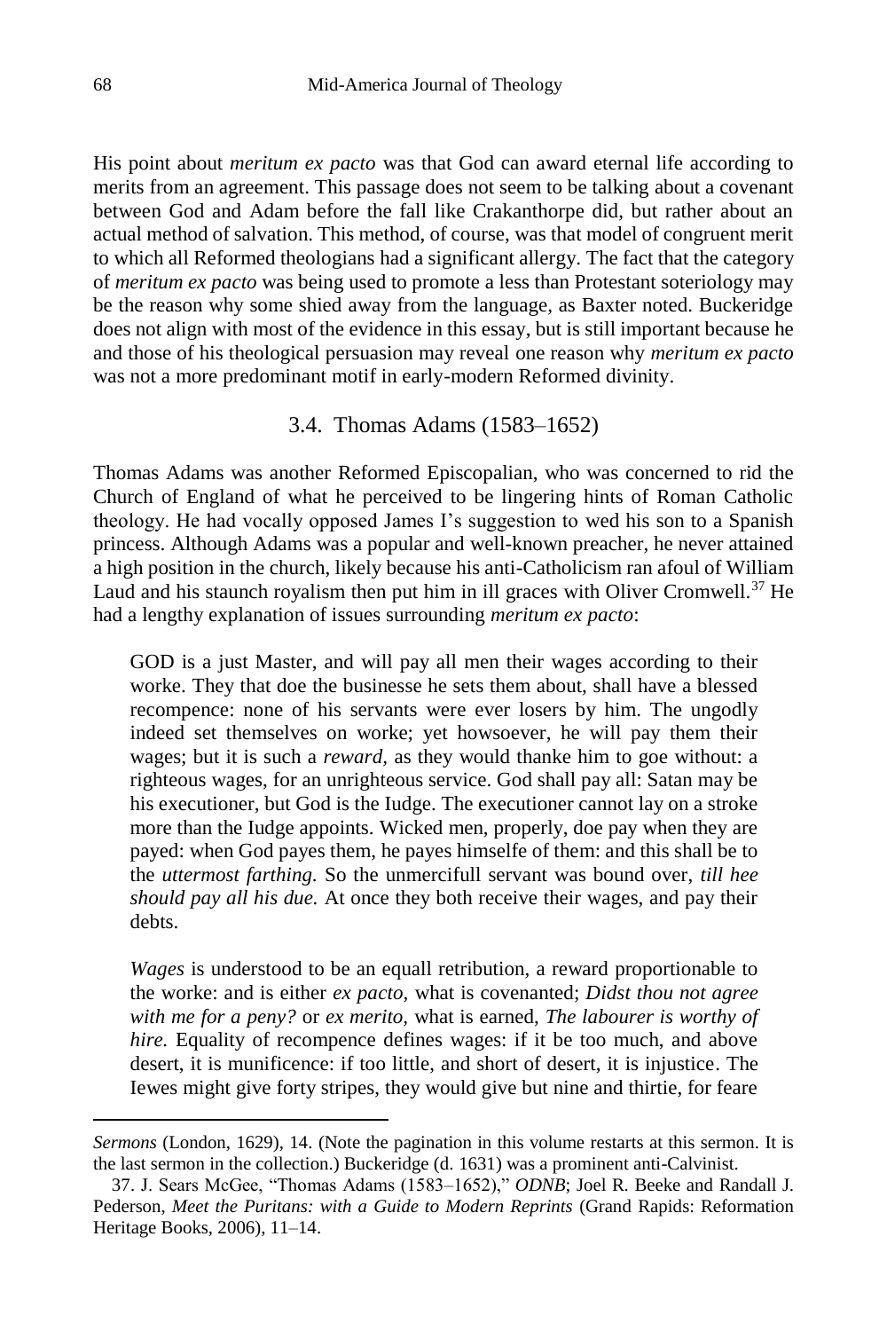His point about *meritum ex pacto* was that God can award eternal life according to merits from an agreement. This passage does not seem to be talking about a covenant between God and Adam before the fall like Crakanthorpe did, but rather about an actual method of salvation. This method, of course, was that model of congruent merit to which all Reformed theologians had a significant allergy. The fact that the category of *meritum ex pacto* was being used to promote a less than Protestant soteriology may be the reason why some shied away from the language, as Baxter noted. Buckeridge does not align with most of the evidence in this essay, but is still important because he and those of his theological persuasion may reveal one reason why *meritum ex pacto* was not a more predominant motif in early-modern Reformed divinity.

### 3.4. Thomas Adams (1583–1652)

Thomas Adams was another Reformed Episcopalian, who was concerned to rid the Church of England of what he perceived to be lingering hints of Roman Catholic theology. He had vocally opposed James I's suggestion to wed his son to a Spanish princess. Although Adams was a popular and well-known preacher, he never attained a high position in the church, likely because his anti-Catholicism ran afoul of William Laud and his staunch royalism then put him in ill graces with Oliver Cromwell.[37] He had a lengthy explanation of issues surrounding *meritum ex pacto*:

> GOD is a just Master, and will pay all men their wages according to their worke. They that doe the businesse he sets them about, shall have a blessed recompence: none of his servants were ever losers by him. The ungodly indeed set themselves on worke; yet howsoever, he will pay them their wages; but it is such a *reward*, as they would thanke him to goe without: a righteous wages, for an unrighteous service. God shall pay all: Satan may be his executioner, but God is the Iudge. The executioner cannot lay on a stroke more than the Iudge appoints. Wicked men, properly, doe pay when they are payed: when God payes them, he payes himselfe of them: and this shall be to the *uttermost farthing.* So the unmercifull servant was bound over, *till hee should pay all his due.* At once they both receive their wages, and pay their debts.
>
> *Wages* is understood to be an equall retribution, a reward proportionable to the worke: and is either *ex pacto,* what is covenanted; *Didst thou not agree with me for a peny?* or *ex merito,* what is earned, *The labourer is worthy of hire.* Equality of recompence defines wages: if it be too much, and above desert, it is munificence: if too little, and short of desert, it is injustice. The Iewes might give forty stripes, they would give but nine and thirtie, for feare

---

*Sermons* (London, 1629), 14. (Note the pagination in this volume restarts at this sermon. It is the last sermon in the collection.) Buckeridge (d. 1631) was a prominent anti-Calvinist.

37. J. Sears McGee, "Thomas Adams (1583–1652)," *ODNB*; Joel R. Beeke and Randall J. Pederson, *Meet the Puritans: with a Guide to Modern Reprints* (Grand Rapids: Reformation Heritage Books, 2006), 11–14.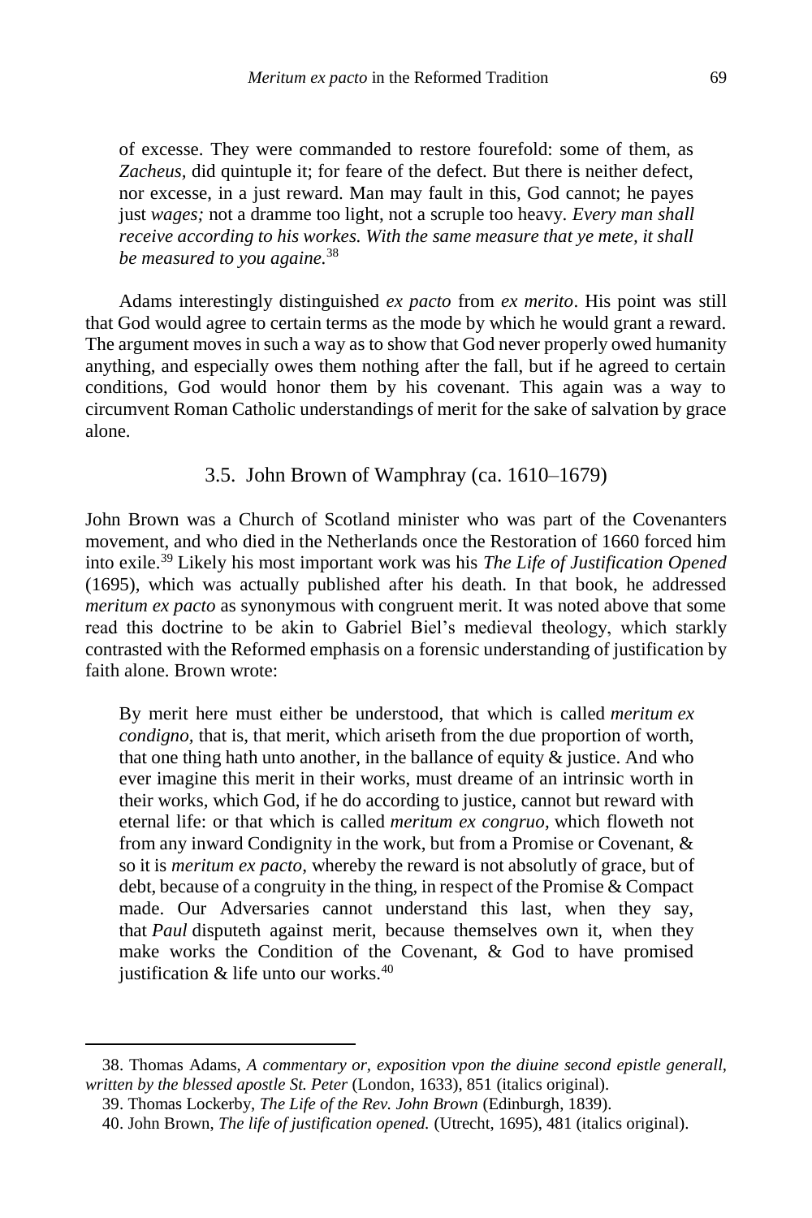> of excesse. They were commanded to restore fourefold: some of them, as *Zacheus*, did quintuple it; for feare of the defect. But there is neither defect, nor excesse, in a just reward. Man may fault in this, God cannot; he payes just *wages;* not a dramme too light, not a scruple too heavy. *Every man shall receive according to his workes. With the same measure that ye mete, it shall be measured to you againe.*[38]

Adams interestingly distinguished *ex pacto* from *ex merito*. His point was still that God would agree to certain terms as the mode by which he would grant a reward. The argument moves in such a way as to show that God never properly owed humanity anything, and especially owes them nothing after the fall, but if he agreed to certain conditions, God would honor them by his covenant. This again was a way to circumvent Roman Catholic understandings of merit for the sake of salvation by grace alone.

### 3.5. John Brown of Wamphray (ca. 1610–1679)

John Brown was a Church of Scotland minister who was part of the Covenanters movement, and who died in the Netherlands once the Restoration of 1660 forced him into exile.[39] Likely his most important work was his *The Life of Justification Opened* (1695), which was actually published after his death. In that book, he addressed *meritum ex pacto* as synonymous with congruent merit. It was noted above that some read this doctrine to be akin to Gabriel Biel's medieval theology, which starkly contrasted with the Reformed emphasis on a forensic understanding of justification by faith alone. Brown wrote:

> By merit here must either be understood, that which is called *meritum ex condigno,* that is, that merit, which ariseth from the due proportion of worth, that one thing hath unto another, in the ballance of equity & justice. And who ever imagine this merit in their works, must dreame of an intrinsic worth in their works, which God, if he do according to justice, cannot but reward with eternal life: or that which is called *meritum ex congruo,* which floweth not from any inward Condignity in the work, but from a Promise or Covenant, & so it is *meritum ex pacto,* whereby the reward is not absolutly of grace, but of debt, because of a congruity in the thing, in respect of the Promise & Compact made. Our Adversaries cannot understand this last, when they say, that *Paul* disputeth against merit, because themselves own it, when they make works the Condition of the Covenant, & God to have promised justification & life unto our works.[40]

---

38. Thomas Adams, *A commentary or, exposition vpon the diuine second epistle generall, written by the blessed apostle St. Peter* (London, 1633), 851 (italics original).

39. Thomas Lockerby, *The Life of the Rev. John Brown* (Edinburgh, 1839).

40. John Brown, *The life of justification opened.* (Utrecht, 1695), 481 (italics original).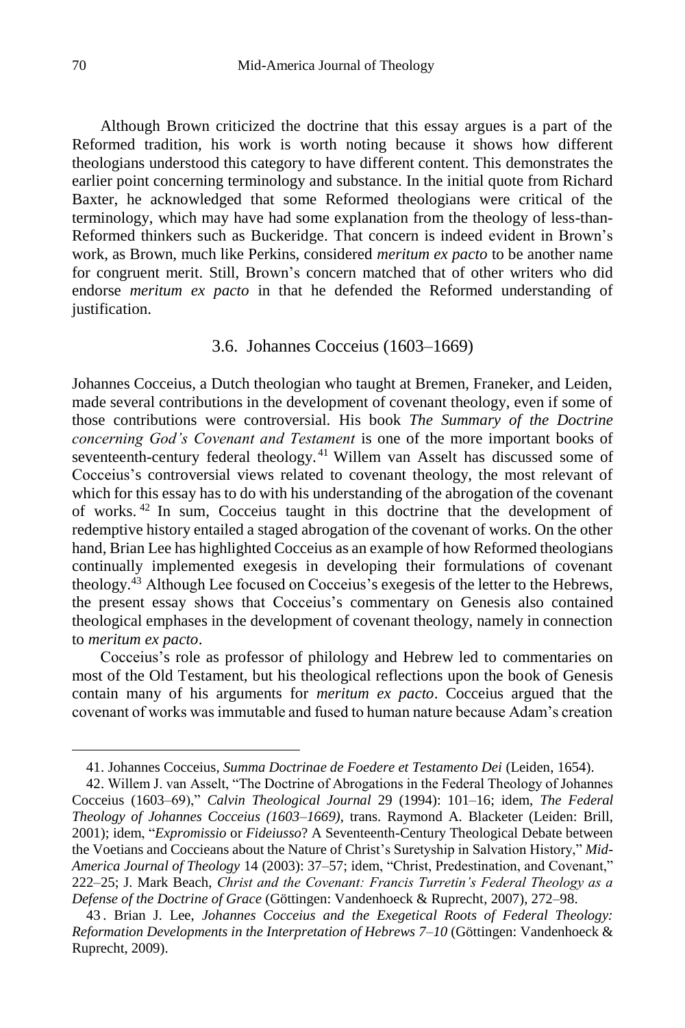Although Brown criticized the doctrine that this essay argues is a part of the Reformed tradition, his work is worth noting because it shows how different theologians understood this category to have different content. This demonstrates the earlier point concerning terminology and substance. In the initial quote from Richard Baxter, he acknowledged that some Reformed theologians were critical of the terminology, which may have had some explanation from the theology of less-than-Reformed thinkers such as Buckeridge. That concern is indeed evident in Brown's work, as Brown, much like Perkins, considered *meritum ex pacto* to be another name for congruent merit. Still, Brown's concern matched that of other writers who did endorse *meritum ex pacto* in that he defended the Reformed understanding of justification.

### 3.6. Johannes Cocceius (1603–1669)

Johannes Cocceius, a Dutch theologian who taught at Bremen, Franeker, and Leiden, made several contributions in the development of covenant theology, even if some of those contributions were controversial. His book *The Summary of the Doctrine concerning God's Covenant and Testament* is one of the more important books of seventeenth-century federal theology.[41] Willem van Asselt has discussed some of Cocceius's controversial views related to covenant theology, the most relevant of which for this essay has to do with his understanding of the abrogation of the covenant of works.[42] In sum, Cocceius taught in this doctrine that the development of redemptive history entailed a staged abrogation of the covenant of works. On the other hand, Brian Lee has highlighted Cocceius as an example of how Reformed theologians continually implemented exegesis in developing their formulations of covenant theology.[43] Although Lee focused on Cocceius's exegesis of the letter to the Hebrews, the present essay shows that Cocceius's commentary on Genesis also contained theological emphases in the development of covenant theology, namely in connection to *meritum ex pacto*.

Cocceius's role as professor of philology and Hebrew led to commentaries on most of the Old Testament, but his theological reflections upon the book of Genesis contain many of his arguments for *meritum ex pacto*. Cocceius argued that the covenant of works was immutable and fused to human nature because Adam's creation

---

41. Johannes Cocceius, *Summa Doctrinae de Foedere et Testamento Dei* (Leiden, 1654).

42. Willem J. van Asselt, "The Doctrine of Abrogations in the Federal Theology of Johannes Cocceius (1603–69)," *Calvin Theological Journal* 29 (1994): 101–16; idem, *The Federal Theology of Johannes Cocceius (1603–1669)*, trans. Raymond A. Blacketer (Leiden: Brill, 2001); idem, "*Expromissio* or *Fideiusso*? A Seventeenth-Century Theological Debate between the Voetians and Coccieans about the Nature of Christ's Suretyship in Salvation History," *Mid-America Journal of Theology* 14 (2003): 37–57; idem, "Christ, Predestination, and Covenant," 222–25; J. Mark Beach, *Christ and the Covenant: Francis Turretin's Federal Theology as a Defense of the Doctrine of Grace* (Göttingen: Vandenhoeck & Ruprecht, 2007), 272–98.

43. Brian J. Lee, *Johannes Cocceius and the Exegetical Roots of Federal Theology: Reformation Developments in the Interpretation of Hebrews 7–10* (Göttingen: Vandenhoeck & Ruprecht, 2009).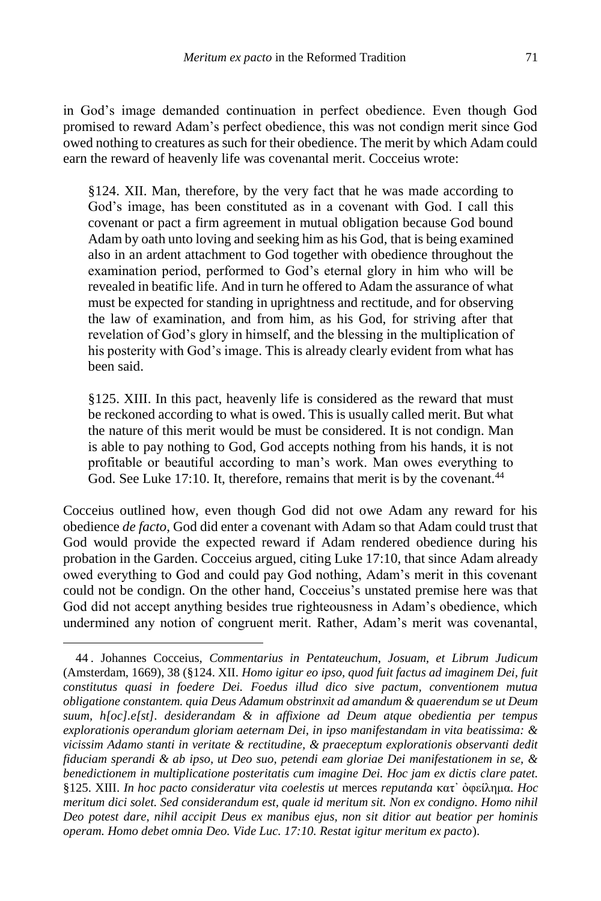in God's image demanded continuation in perfect obedience. Even though God promised to reward Adam's perfect obedience, this was not condign merit since God owed nothing to creatures as such for their obedience. The merit by which Adam could earn the reward of heavenly life was covenantal merit. Cocceius wrote:

> §124. XII. Man, therefore, by the very fact that he was made according to God's image, has been constituted as in a covenant with God. I call this covenant or pact a firm agreement in mutual obligation because God bound Adam by oath unto loving and seeking him as his God, that is being examined also in an ardent attachment to God together with obedience throughout the examination period, performed to God's eternal glory in him who will be revealed in beatific life. And in turn he offered to Adam the assurance of what must be expected for standing in uprightness and rectitude, and for observing the law of examination, and from him, as his God, for striving after that revelation of God's glory in himself, and the blessing in the multiplication of his posterity with God's image. This is already clearly evident from what has been said.
>
> §125. XIII. In this pact, heavenly life is considered as the reward that must be reckoned according to what is owed. This is usually called merit. But what the nature of this merit would be must be considered. It is not condign. Man is able to pay nothing to God, God accepts nothing from his hands, it is not profitable or beautiful according to man's work. Man owes everything to God. See Luke 17:10. It, therefore, remains that merit is by the covenant.[44]

Cocceius outlined how, even though God did not owe Adam any reward for his obedience *de facto*, God did enter a covenant with Adam so that Adam could trust that God would provide the expected reward if Adam rendered obedience during his probation in the Garden. Cocceius argued, citing Luke 17:10, that since Adam already owed everything to God and could pay God nothing, Adam's merit in this covenant could not be condign. On the other hand, Cocceius's unstated premise here was that God did not accept anything besides true righteousness in Adam's obedience, which undermined any notion of congruent merit. Rather, Adam's merit was covenantal,

---

44. Johannes Cocceius, *Commentarius in Pentateuchum, Josuam, et Librum Judicum* (Amsterdam, 1669), 38 (§124. XII. *Homo igitur eo ipso, quod fuit factus ad imaginem Dei, fuit constitutus quasi in foedere Dei. Foedus illud dico sive pactum, conventionem mutua obligatione constantem. quia Deus Adamum obstrinxit ad amandum & quaerendum se ut Deum suum, h[oc].e[st]. desiderandam & in affixione ad Deum atque obedientia per tempus explorationis operandum gloriam aeternam Dei, in ipso manifestandam in vita beatissima: & vicissim Adamo stanti in veritate & rectitudine, & praeceptum explorationis observanti dedit fiduciam sperandi & ab ipso, ut Deo suo, petendi eam gloriae Dei manifestationem in se, & benedictionem in multiplicatione posteritatis cum imagine Dei. Hoc jam ex dictis clare patet.* §125. XIII. *In hoc pacto consideratur vita coelestis ut* merces *reputanda* κατ᾽ ὀφείλημα. *Hoc meritum dici solet. Sed considerandum est, quale id meritum sit. Non ex condigno. Homo nihil Deo potest dare, nihil accipit Deus ex manibus ejus, non sit ditior aut beatior per hominis operam. Homo debet omnia Deo. Vide Luc. 17:10. Restat igitur meritum ex pacto*).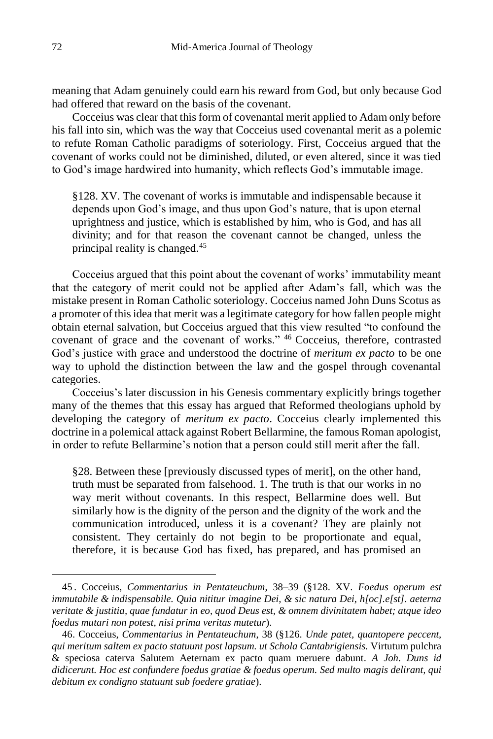meaning that Adam genuinely could earn his reward from God, but only because God had offered that reward on the basis of the covenant.

Cocceius was clear that this form of covenantal merit applied to Adam only before his fall into sin, which was the way that Cocceius used covenantal merit as a polemic to refute Roman Catholic paradigms of soteriology. First, Cocceius argued that the covenant of works could not be diminished, diluted, or even altered, since it was tied to God's image hardwired into humanity, which reflects God's immutable image.

> §128. XV. The covenant of works is immutable and indispensable because it depends upon God's image, and thus upon God's nature, that is upon eternal uprightness and justice, which is established by him, who is God, and has all divinity; and for that reason the covenant cannot be changed, unless the principal reality is changed.[45]

Cocceius argued that this point about the covenant of works' immutability meant that the category of merit could not be applied after Adam's fall, which was the mistake present in Roman Catholic soteriology. Cocceius named John Duns Scotus as a promoter of this idea that merit was a legitimate category for how fallen people might obtain eternal salvation, but Cocceius argued that this view resulted "to confound the covenant of grace and the covenant of works."[46] Cocceius, therefore, contrasted God's justice with grace and understood the doctrine of *meritum ex pacto* to be one way to uphold the distinction between the law and the gospel through covenantal categories.

Cocceius's later discussion in his Genesis commentary explicitly brings together many of the themes that this essay has argued that Reformed theologians uphold by developing the category of *meritum ex pacto*. Cocceius clearly implemented this doctrine in a polemical attack against Robert Bellarmine, the famous Roman apologist, in order to refute Bellarmine's notion that a person could still merit after the fall.

> §28. Between these [previously discussed types of merit], on the other hand, truth must be separated from falsehood. 1. The truth is that our works in no way merit without covenants. In this respect, Bellarmine does well. But similarly how is the dignity of the person and the dignity of the work and the communication introduced, unless it is a covenant? They are plainly not consistent. They certainly do not begin to be proportionate and equal, therefore, it is because God has fixed, has prepared, and has promised an

---

45. Cocceius, *Commentarius in Pentateuchum*, 38–39 (§128. XV. *Foedus operum est immutabile & indispensabile. Quia nititur imagine Dei, & sic natura Dei, h[oc].e[st]. aeterna veritate & justitia, quae fundatur in eo, quod Deus est, & omnem divinitatem habet; atque ideo foedus mutari non potest, nisi prima veritas mutetur*).

46. Cocceius, *Commentarius in Pentateuchum*, 38 (§126. *Unde patet, quantopere peccent, qui meritum saltem ex pacto statuunt post lapsum. ut Schola Cantabrigiensis.* Virtutum pulchra & speciosa caterva Salutem Aeternam ex pacto quam meruere dabunt. *A Joh. Duns id didicerunt. Hoc est confundere foedus gratiae & foedus operum. Sed multo magis delirant, qui debitum ex condigno statuunt sub foedere gratiae*).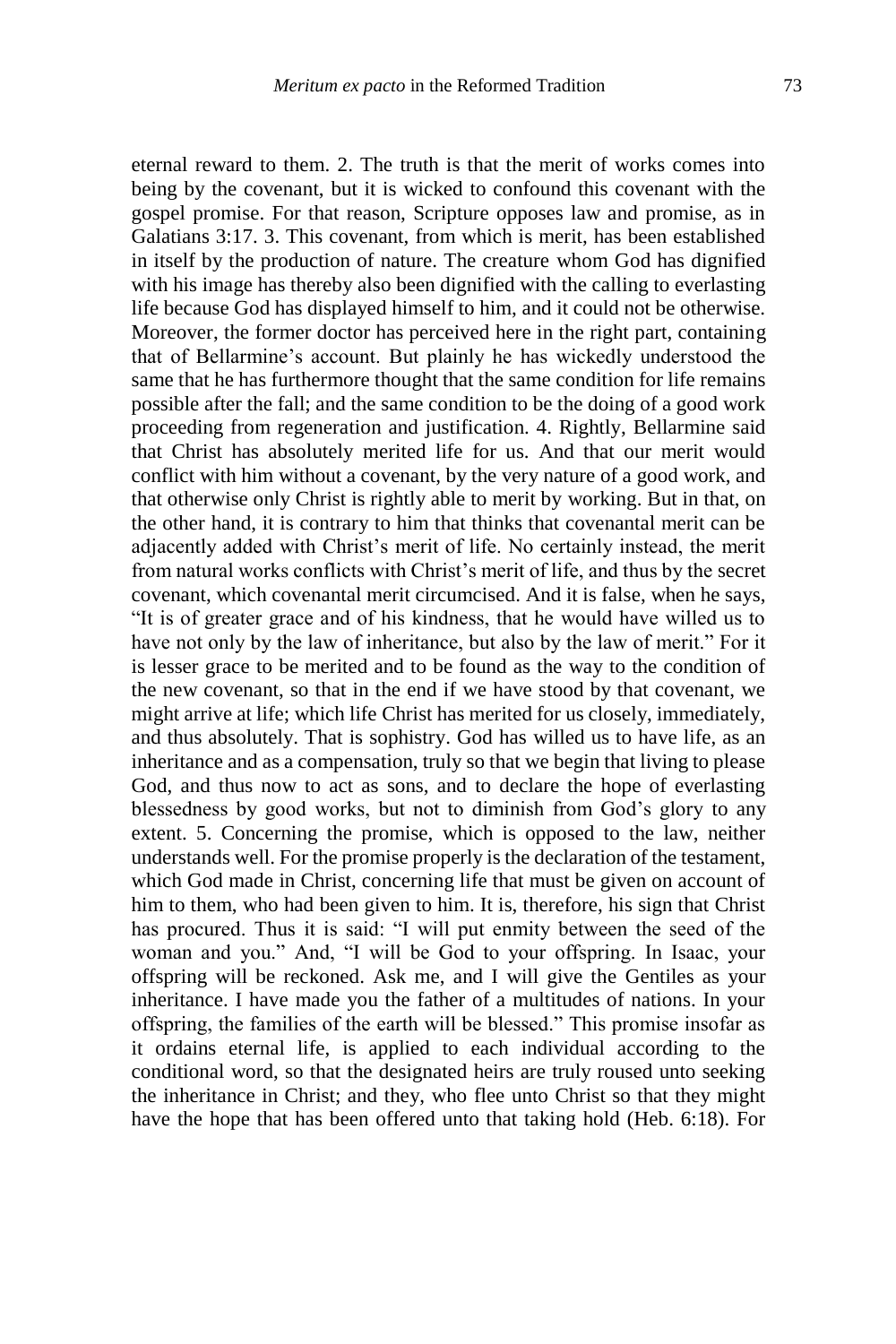eternal reward to them. 2. The truth is that the merit of works comes into being by the covenant, but it is wicked to confound this covenant with the gospel promise. For that reason, Scripture opposes law and promise, as in Galatians 3:17. 3. This covenant, from which is merit, has been established in itself by the production of nature. The creature whom God has dignified with his image has thereby also been dignified with the calling to everlasting life because God has displayed himself to him, and it could not be otherwise. Moreover, the former doctor has perceived here in the right part, containing that of Bellarmine's account. But plainly he has wickedly understood the same that he has furthermore thought that the same condition for life remains possible after the fall; and the same condition to be the doing of a good work proceeding from regeneration and justification. 4. Rightly, Bellarmine said that Christ has absolutely merited life for us. And that our merit would conflict with him without a covenant, by the very nature of a good work, and that otherwise only Christ is rightly able to merit by working. But in that, on the other hand, it is contrary to him that thinks that covenantal merit can be adjacently added with Christ's merit of life. No certainly instead, the merit from natural works conflicts with Christ's merit of life, and thus by the secret covenant, which covenantal merit circumcised. And it is false, when he says, "It is of greater grace and of his kindness, that he would have willed us to have not only by the law of inheritance, but also by the law of merit." For it is lesser grace to be merited and to be found as the way to the condition of the new covenant, so that in the end if we have stood by that covenant, we might arrive at life; which life Christ has merited for us closely, immediately, and thus absolutely. That is sophistry. God has willed us to have life, as an inheritance and as a compensation, truly so that we begin that living to please God, and thus now to act as sons, and to declare the hope of everlasting blessedness by good works, but not to diminish from God's glory to any extent. 5. Concerning the promise, which is opposed to the law, neither understands well. For the promise properly is the declaration of the testament, which God made in Christ, concerning life that must be given on account of him to them, who had been given to him. It is, therefore, his sign that Christ has procured. Thus it is said: "I will put enmity between the seed of the woman and you." And, "I will be God to your offspring. In Isaac, your offspring will be reckoned. Ask me, and I will give the Gentiles as your inheritance. I have made you the father of a multitudes of nations. In your offspring, the families of the earth will be blessed." This promise insofar as it ordains eternal life, is applied to each individual according to the conditional word, so that the designated heirs are truly roused unto seeking the inheritance in Christ; and they, who flee unto Christ so that they might have the hope that has been offered unto that taking hold (Heb. 6:18). For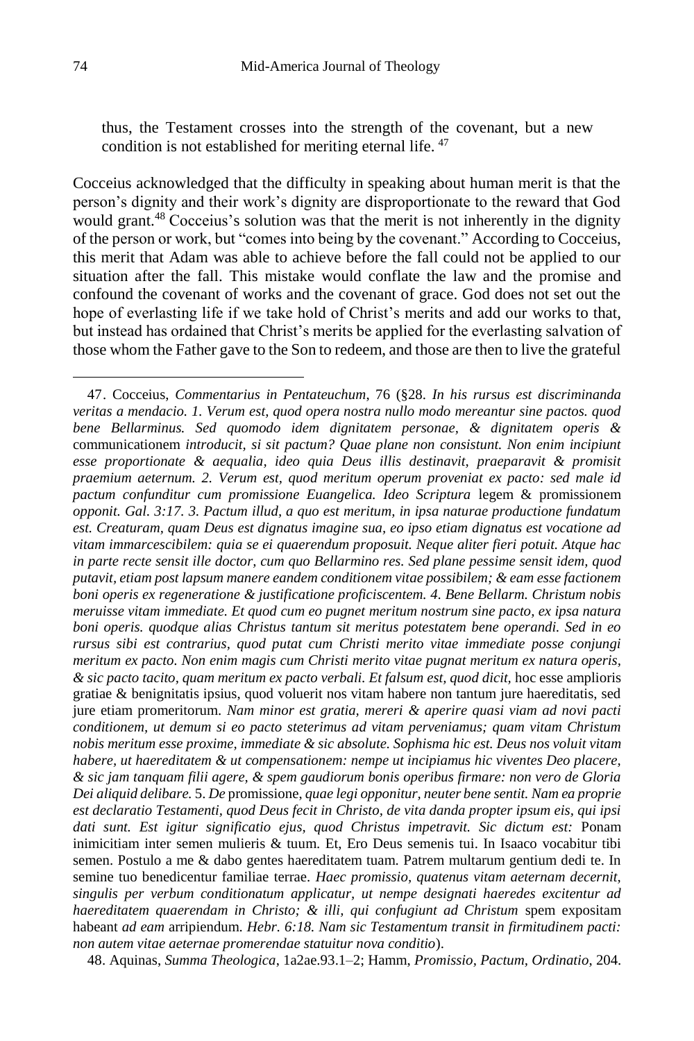thus, the Testament crosses into the strength of the covenant, but a new condition is not established for meriting eternal life. [47]

Cocceius acknowledged that the difficulty in speaking about human merit is that the person's dignity and their work's dignity are disproportionate to the reward that God would grant.[48] Cocceius's solution was that the merit is not inherently in the dignity of the person or work, but "comes into being by the covenant." According to Cocceius, this merit that Adam was able to achieve before the fall could not be applied to our situation after the fall. This mistake would conflate the law and the promise and confound the covenant of works and the covenant of grace. God does not set out the hope of everlasting life if we take hold of Christ's merits and add our works to that, but instead has ordained that Christ's merits be applied for the everlasting salvation of those whom the Father gave to the Son to redeem, and those are then to live the grateful

---

47. Cocceius, *Commentarius in Pentateuchum*, 76 (§28. *In his rursus est discriminanda veritas a mendacio. 1. Verum est, quod opera nostra nullo modo mereantur sine pactos. quod bene Bellarminus. Sed quomodo idem dignitatem personae, & dignitatem operis &* communicationem *introducit, si sit pactum? Quae plane non consistunt. Non enim incipiunt esse proportionate & aequalia, ideo quia Deus illis destinavit, praeparavit & promisit praemium aeternum. 2. Verum est, quod meritum operum proveniat ex pacto: sed male id pactum confunditur cum promissione Euangelica. Ideo Scriptura* legem & promissionem *opponit. Gal. 3:17. 3. Pactum illud, a quo est meritum, in ipsa naturae productione fundatum est. Creaturam, quam Deus est dignatus imagine sua, eo ipso etiam dignatus est vocatione ad vitam immarcescibilem: quia se ei quaerendum proposuit. Neque aliter fieri potuit. Atque hac in parte recte sensit ille doctor, cum quo Bellarmino res. Sed plane pessime sensit idem, quod putavit, etiam post lapsum manere eandem conditionem vitae possibilem; & eam esse factionem boni operis ex regeneratione & justificatione proficiscentem. 4. Bene Bellarm. Christum nobis meruisse vitam immediate. Et quod cum eo pugnet meritum nostrum sine pacto, ex ipsa natura boni operis. quodque alias Christus tantum sit meritus potestatem bene operandi. Sed in eo rursus sibi est contrarius, quod putat cum Christi merito vitae immediate posse conjungi meritum ex pacto. Non enim magis cum Christi merito vitae pugnat meritum ex natura operis, & sic pacto tacito, quam meritum ex pacto verbali. Et falsum est, quod dicit,* hoc esse amplioris gratiae & benignitatis ipsius, quod voluerit nos vitam habere non tantum jure haereditatis, sed jure etiam promeritorum. *Nam minor est gratia, mereri & aperire quasi viam ad novi pacti conditionem, ut demum si eo pacto steterimus ad vitam perveniamus; quam vitam Christum nobis meritum esse proxime, immediate & sic absolute. Sophisma hic est. Deus nos voluit vitam habere, ut haereditatem & ut compensationem: nempe ut incipiamus hic viventes Deo placere, & sic jam tanquam filii agere, & spem gaudiorum bonis operibus firmare: non vero de Gloria Dei aliquid delibare.* 5. *De* promissione, *quae legi opponitur, neuter bene sentit. Nam ea proprie est declaratio Testamenti, quod Deus fecit in Christo, de vita danda propter ipsum eis, qui ipsi dati sunt. Est igitur significatio ejus, quod Christus impetravit. Sic dictum est:* Ponam inimicitiam inter semen mulieris & tuum. Et, Ero Deus semenis tui. In Isaaco vocabitur tibi semen. Postulo a me & dabo gentes haereditatem tuam. Patrem multarum gentium dedi te. In semine tuo benedicentur familiae terrae. *Haec promissio, quatenus vitam aeternam decernit, singulis per verbum conditionatum applicatur, ut nempe designati haeredes excitentur ad haereditatem quaerendam in Christo; & illi, qui confugiunt ad Christum* spem expositam habeant *ad eam* arripiendum. *Hebr. 6:18. Nam sic Testamentum transit in firmitudinem pacti: non autem vitae aeternae promerendae statuitur nova conditio*).

48. Aquinas, *Summa Theologica*, 1a2ae.93.1–2; Hamm, *Promissio, Pactum, Ordinatio*, 204.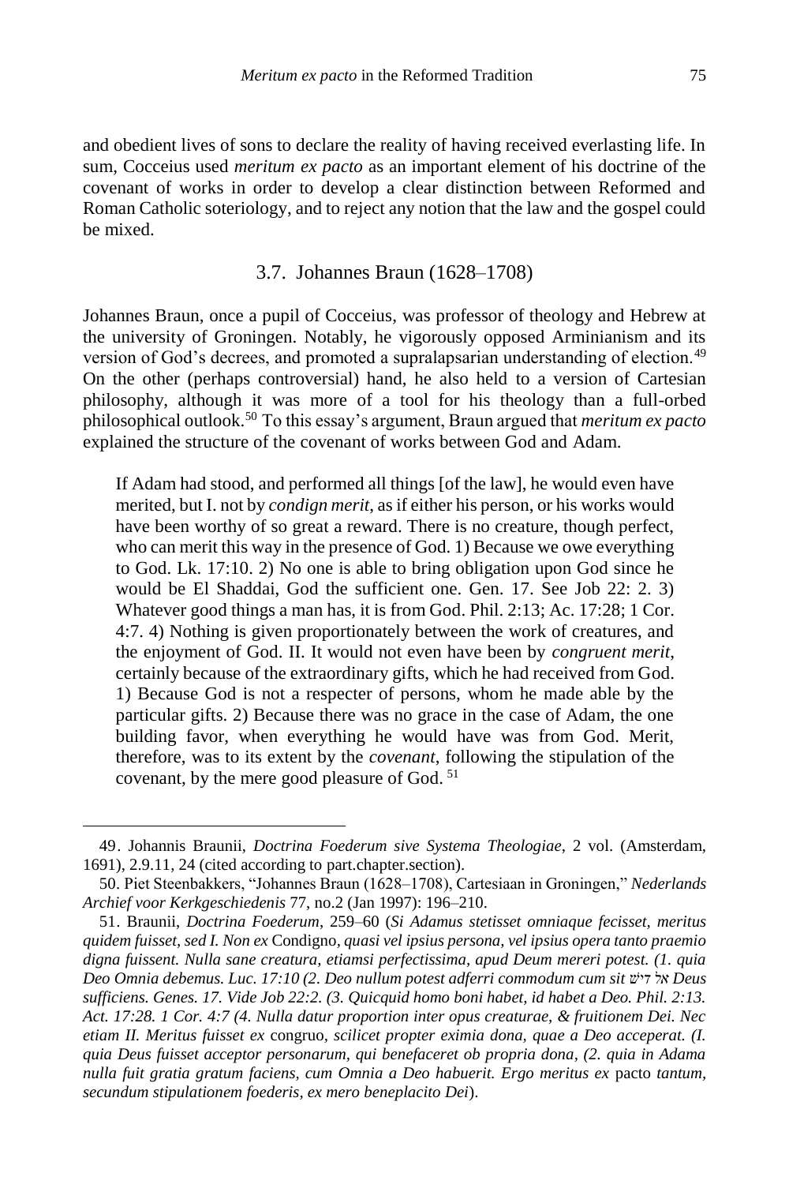and obedient lives of sons to declare the reality of having received everlasting life. In sum, Cocceius used *meritum ex pacto* as an important element of his doctrine of the covenant of works in order to develop a clear distinction between Reformed and Roman Catholic soteriology, and to reject any notion that the law and the gospel could be mixed.

### 3.7. Johannes Braun (1628–1708)

Johannes Braun, once a pupil of Cocceius, was professor of theology and Hebrew at the university of Groningen. Notably, he vigorously opposed Arminianism and its version of God's decrees, and promoted a supralapsarian understanding of election.[49] On the other (perhaps controversial) hand, he also held to a version of Cartesian philosophy, although it was more of a tool for his theology than a full-orbed philosophical outlook.[50] To this essay's argument, Braun argued that *meritum ex pacto* explained the structure of the covenant of works between God and Adam.

> If Adam had stood, and performed all things [of the law], he would even have merited, but I. not by *condign merit*, as if either his person, or his works would have been worthy of so great a reward. There is no creature, though perfect, who can merit this way in the presence of God. 1) Because we owe everything to God. Lk. 17:10. 2) No one is able to bring obligation upon God since he would be El Shaddai, God the sufficient one. Gen. 17. See Job 22: 2. 3) Whatever good things a man has, it is from God. Phil. 2:13; Ac. 17:28; 1 Cor. 4:7. 4) Nothing is given proportionately between the work of creatures, and the enjoyment of God. II. It would not even have been by *congruent merit*, certainly because of the extraordinary gifts, which he had received from God. 1) Because God is not a respecter of persons, whom he made able by the particular gifts. 2) Because there was no grace in the case of Adam, the one building favor, when everything he would have was from God. Merit, therefore, was to its extent by the *covenant*, following the stipulation of the covenant, by the mere good pleasure of God. [51]

---

49. Johannis Braunii, *Doctrina Foederum sive Systema Theologiae*, 2 vol. (Amsterdam, 1691), 2.9.11, 24 (cited according to part.chapter.section).

50. Piet Steenbakkers, "Johannes Braun (1628–1708), Cartesiaan in Groningen," *Nederlands Archief voor Kerkgeschiedenis* 77, no.2 (Jan 1997): 196–210.

51. Braunii, *Doctrina Foederum*, 259–60 (*Si Adamus stetisset omniaque fecisset, meritus quidem fuisset, sed I. Non ex* Condigno*, quasi vel ipsius persona, vel ipsius opera tanto praemio digna fuissent. Nulla sane creatura, etiamsi perfectissima, apud Deum mereri potest. (1. quia Deo Omnia debemus. Luc. 17:10 (2. Deo nullum potest adferri commodum cum sit* אל שדי *Deus sufficiens. Genes. 17. Vide Job 22:2. (3. Quicquid homo boni habet, id habet a Deo. Phil. 2:13. Act. 17:28. 1 Cor. 4:7 (4. Nulla datur proportion inter opus creaturae, & fruitionem Dei. Nec etiam II. Meritus fuisset ex* congruo*, scilicet propter eximia dona, quae a Deo acceperat. (I. quia Deus fuisset acceptor personarum, qui benefaceret ob propria dona, (2. quia in Adama nulla fuit gratia gratum faciens, cum Omnia a Deo habuerit. Ergo meritus ex* pacto *tantum, secundum stipulationem foederis, ex mero beneplacito Dei*).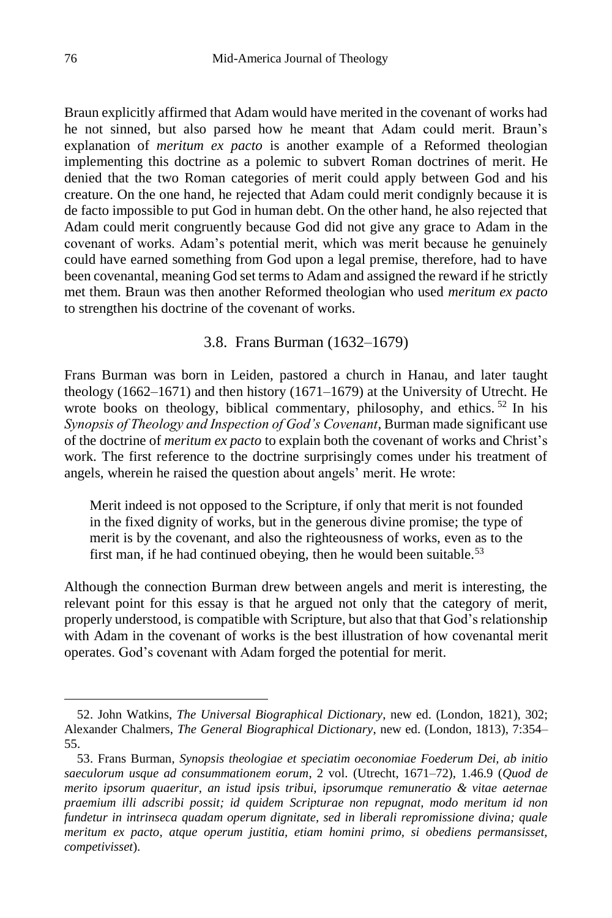Braun explicitly affirmed that Adam would have merited in the covenant of works had he not sinned, but also parsed how he meant that Adam could merit. Braun's explanation of *meritum ex pacto* is another example of a Reformed theologian implementing this doctrine as a polemic to subvert Roman doctrines of merit. He denied that the two Roman categories of merit could apply between God and his creature. On the one hand, he rejected that Adam could merit condignly because it is de facto impossible to put God in human debt. On the other hand, he also rejected that Adam could merit congruently because God did not give any grace to Adam in the covenant of works. Adam's potential merit, which was merit because he genuinely could have earned something from God upon a legal premise, therefore, had to have been covenantal, meaning God set terms to Adam and assigned the reward if he strictly met them. Braun was then another Reformed theologian who used *meritum ex pacto* to strengthen his doctrine of the covenant of works.

### 3.8. Frans Burman (1632–1679)

Frans Burman was born in Leiden, pastored a church in Hanau, and later taught theology (1662–1671) and then history (1671–1679) at the University of Utrecht. He wrote books on theology, biblical commentary, philosophy, and ethics.[52] In his *Synopsis of Theology and Inspection of God's Covenant*, Burman made significant use of the doctrine of *meritum ex pacto* to explain both the covenant of works and Christ's work. The first reference to the doctrine surprisingly comes under his treatment of angels, wherein he raised the question about angels' merit. He wrote:

> Merit indeed is not opposed to the Scripture, if only that merit is not founded in the fixed dignity of works, but in the generous divine promise; the type of merit is by the covenant, and also the righteousness of works, even as to the first man, if he had continued obeying, then he would been suitable.[53]

Although the connection Burman drew between angels and merit is interesting, the relevant point for this essay is that he argued not only that the category of merit, properly understood, is compatible with Scripture, but also that that God's relationship with Adam in the covenant of works is the best illustration of how covenantal merit operates. God's covenant with Adam forged the potential for merit.

---

52. John Watkins, *The Universal Biographical Dictionary*, new ed. (London, 1821), 302; Alexander Chalmers, *The General Biographical Dictionary*, new ed. (London, 1813), 7:354–55.

53. Frans Burman, *Synopsis theologiae et speciatim oeconomiae Foederum Dei, ab initio saeculorum usque ad consummationem eorum*, 2 vol. (Utrecht, 1671–72), 1.46.9 (*Quod de merito ipsorum quaeritur, an istud ipsis tribui, ipsorumque remuneratio & vitae aeternae praemium illi adscribi possit; id quidem Scripturae non repugnat, modo meritum id non fundetur in intrinseca quadam operum dignitate, sed in liberali repromissione divina; quale meritum ex pacto, atque operum justitia, etiam homini primo, si obediens permansisset, competivisset*).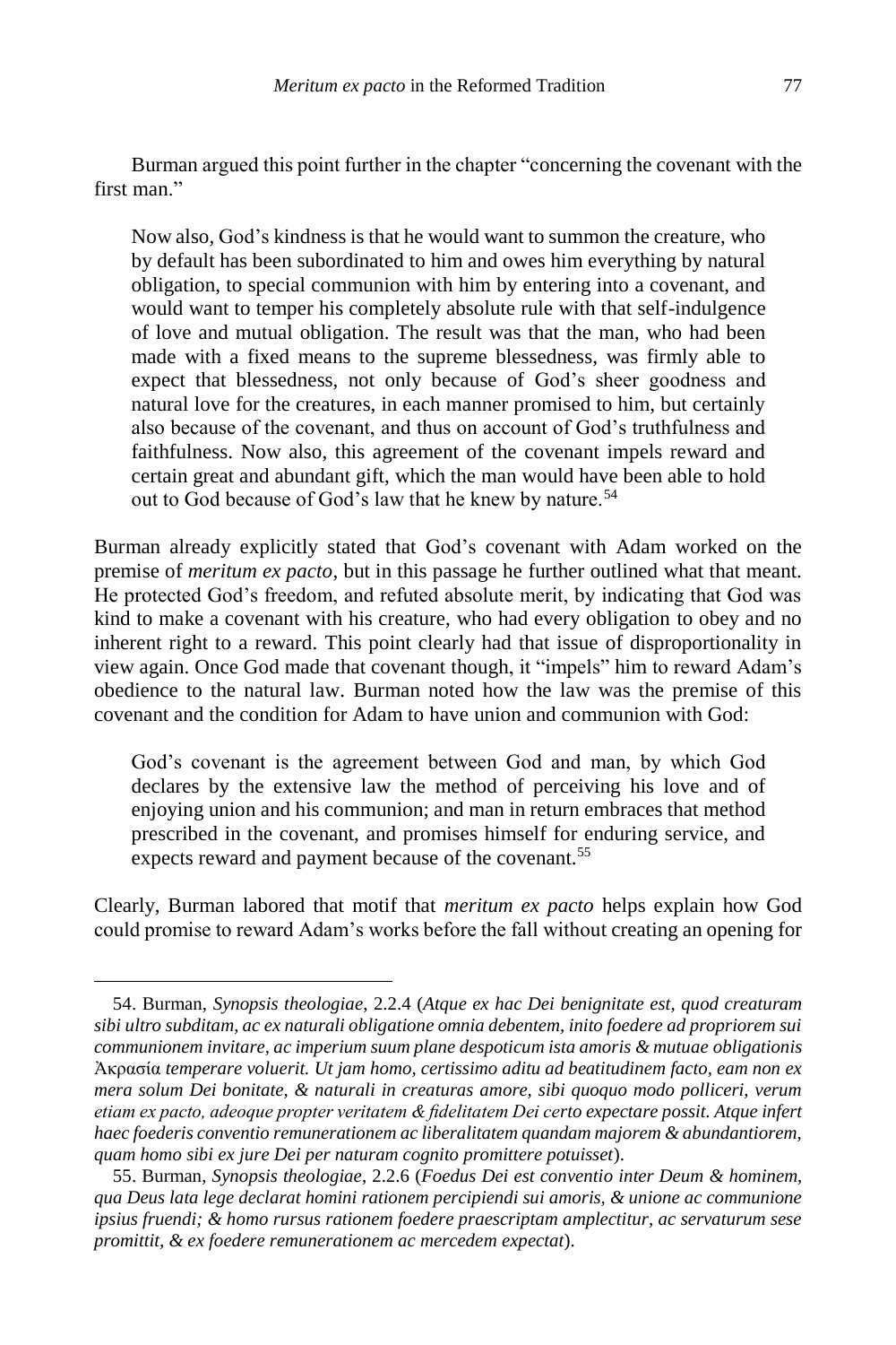Burman argued this point further in the chapter "concerning the covenant with the first man."

> Now also, God's kindness is that he would want to summon the creature, who by default has been subordinated to him and owes him everything by natural obligation, to special communion with him by entering into a covenant, and would want to temper his completely absolute rule with that self-indulgence of love and mutual obligation. The result was that the man, who had been made with a fixed means to the supreme blessedness, was firmly able to expect that blessedness, not only because of God's sheer goodness and natural love for the creatures, in each manner promised to him, but certainly also because of the covenant, and thus on account of God's truthfulness and faithfulness. Now also, this agreement of the covenant impels reward and certain great and abundant gift, which the man would have been able to hold out to God because of God's law that he knew by nature.[54]

Burman already explicitly stated that God's covenant with Adam worked on the premise of *meritum ex pacto*, but in this passage he further outlined what that meant. He protected God's freedom, and refuted absolute merit, by indicating that God was kind to make a covenant with his creature, who had every obligation to obey and no inherent right to a reward. This point clearly had that issue of disproportionality in view again. Once God made that covenant though, it "impels" him to reward Adam's obedience to the natural law. Burman noted how the law was the premise of this covenant and the condition for Adam to have union and communion with God:

> God's covenant is the agreement between God and man, by which God declares by the extensive law the method of perceiving his love and of enjoying union and his communion; and man in return embraces that method prescribed in the covenant, and promises himself for enduring service, and expects reward and payment because of the covenant.[55]

Clearly, Burman labored that motif that *meritum ex pacto* helps explain how God could promise to reward Adam's works before the fall without creating an opening for

---

54. Burman, *Synopsis theologiae*, 2.2.4 (*Atque ex hac Dei benignitate est, quod creaturam sibi ultro subditam, ac ex naturali obligatione omnia debentem, inito foedere ad propriorem sui communionem invitare, ac imperium suum plane despoticum ista amoris & mutuae obligationis* Ἀκρασία *temperare voluerit. Ut jam homo, certissimo aditu ad beatitudinem facto, eam non ex mera solum Dei bonitate, & naturali in creaturas amore, sibi quoquo modo polliceri, verum etiam ex pacto, adeoque propter veritatem & fidelitatem Dei certo expectare possit. Atque infert haec foederis conventio remunerationem ac liberalitatem quandam majorem & abundantiorem, quam homo sibi ex jure Dei per naturam cognito promittere potuisset*).

55. Burman, *Synopsis theologiae*, 2.2.6 (*Foedus Dei est conventio inter Deum & hominem, qua Deus lata lege declarat homini rationem percipiendi sui amoris, & unione ac communione ipsius fruendi; & homo rursus rationem foedere praescriptam amplectitur, ac servaturum sese promittit, & ex foedere remunerationem ac mercedem expectat*).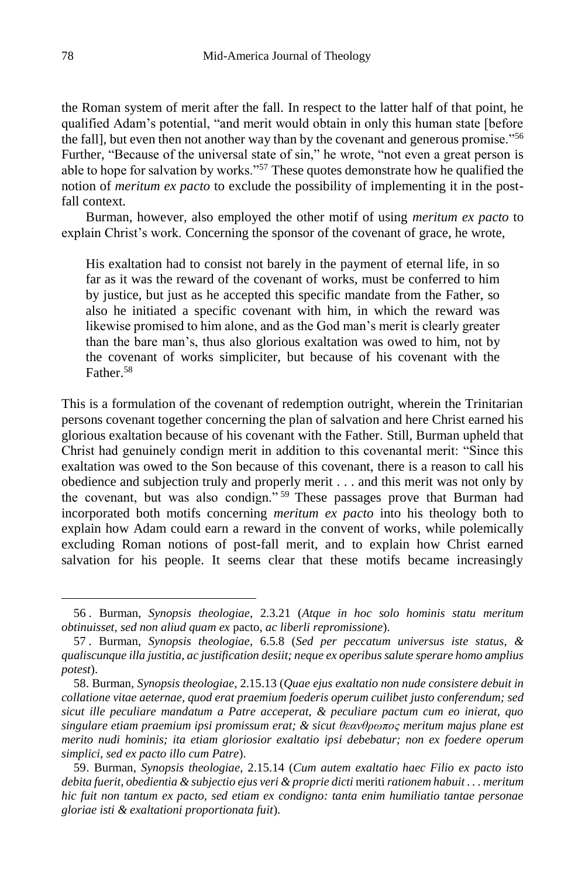the Roman system of merit after the fall. In respect to the latter half of that point, he qualified Adam's potential, "and merit would obtain in only this human state [before the fall], but even then not another way than by the covenant and generous promise."[56] Further, "Because of the universal state of sin," he wrote, "not even a great person is able to hope for salvation by works."[57] These quotes demonstrate how he qualified the notion of *meritum ex pacto* to exclude the possibility of implementing it in the post-fall context.

Burman, however, also employed the other motif of using *meritum ex pacto* to explain Christ's work. Concerning the sponsor of the covenant of grace, he wrote,

> His exaltation had to consist not barely in the payment of eternal life, in so far as it was the reward of the covenant of works, must be conferred to him by justice, but just as he accepted this specific mandate from the Father, so also he initiated a specific covenant with him, in which the reward was likewise promised to him alone, and as the God man's merit is clearly greater than the bare man's, thus also glorious exaltation was owed to him, not by the covenant of works simpliciter, but because of his covenant with the Father.[58]

This is a formulation of the covenant of redemption outright, wherein the Trinitarian persons covenant together concerning the plan of salvation and here Christ earned his glorious exaltation because of his covenant with the Father. Still, Burman upheld that Christ had genuinely condign merit in addition to this covenantal merit: "Since this exaltation was owed to the Son because of this covenant, there is a reason to call his obedience and subjection truly and properly merit . . . and this merit was not only by the covenant, but was also condign."[59] These passages prove that Burman had incorporated both motifs concerning *meritum ex pacto* into his theology both to explain how Adam could earn a reward in the convent of works, while polemically excluding Roman notions of post-fall merit, and to explain how Christ earned salvation for his people. It seems clear that these motifs became increasingly

---

56. Burman, *Synopsis theologiae*, 2.3.21 (*Atque in hoc solo hominis statu meritum obtinuisset, sed non aliud quam ex* pacto, *ac liberli repromissione*).

57. Burman, *Synopsis theologiae*, 6.5.8 (*Sed per peccatum universus iste status, & qualiscunque illa justitia, ac justification desiit; neque ex operibus salute sperare homo amplius potest*).

58. Burman, *Synopsis theologiae*, 2.15.13 (*Quae ejus exaltatio non nude consistere debuit in collatione vitae aeternae, quod erat praemium foederis operum cuilibet justo conferendum; sed sicut ille peculiare mandatum a Patre acceperat, & peculiare pactum cum eo inierat, quo singulare etiam praemium ipsi promissum erat; & sicut θεανθρωπος meritum majus plane est merito nudi hominis; ita etiam gloriosior exaltatio ipsi debebatur; non ex foedere operum simplici, sed ex pacto illo cum Patre*).

59. Burman, *Synopsis theologiae*, 2.15.14 (*Cum autem exaltatio haec Filio ex pacto isto debita fuerit, obedientia & subjectio ejus veri & proprie dicti* meriti *rationem habuit . . . meritum hic fuit non tantum ex pacto, sed etiam ex condigno: tanta enim humiliatio tantae personae gloriae isti & exaltationi proportionata fuit*).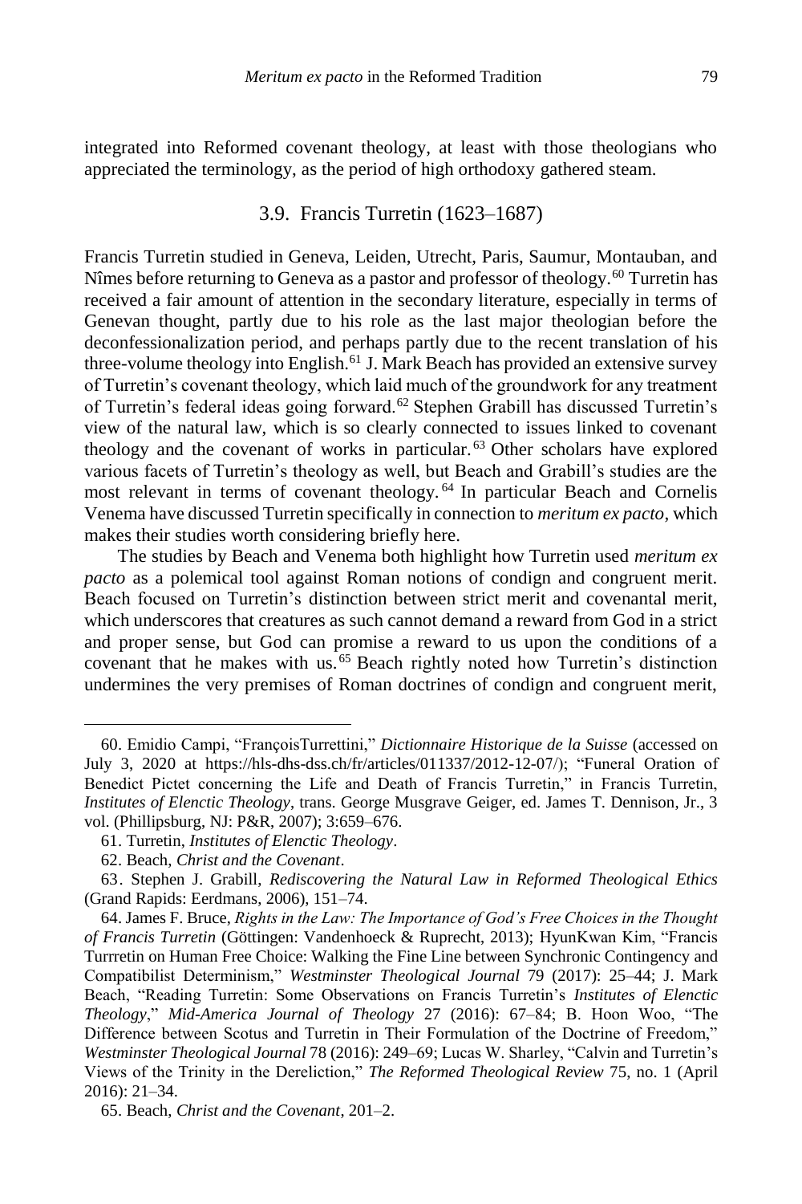integrated into Reformed covenant theology, at least with those theologians who appreciated the terminology, as the period of high orthodoxy gathered steam.

### 3.9. Francis Turretin (1623–1687)

Francis Turretin studied in Geneva, Leiden, Utrecht, Paris, Saumur, Montauban, and Nîmes before returning to Geneva as a pastor and professor of theology.[60] Turretin has received a fair amount of attention in the secondary literature, especially in terms of Genevan thought, partly due to his role as the last major theologian before the deconfessionalization period, and perhaps partly due to the recent translation of his three-volume theology into English.[61] J. Mark Beach has provided an extensive survey of Turretin's covenant theology, which laid much of the groundwork for any treatment of Turretin's federal ideas going forward.[62] Stephen Grabill has discussed Turretin's view of the natural law, which is so clearly connected to issues linked to covenant theology and the covenant of works in particular.[63] Other scholars have explored various facets of Turretin's theology as well, but Beach and Grabill's studies are the most relevant in terms of covenant theology.[64] In particular Beach and Cornelis Venema have discussed Turretin specifically in connection to *meritum ex pacto*, which makes their studies worth considering briefly here.

The studies by Beach and Venema both highlight how Turretin used *meritum ex pacto* as a polemical tool against Roman notions of condign and congruent merit. Beach focused on Turretin's distinction between strict merit and covenantal merit, which underscores that creatures as such cannot demand a reward from God in a strict and proper sense, but God can promise a reward to us upon the conditions of a covenant that he makes with us.[65] Beach rightly noted how Turretin's distinction undermines the very premises of Roman doctrines of condign and congruent merit,

---

60. Emidio Campi, "FrançoisTurrettini," *Dictionnaire Historique de la Suisse* (accessed on July 3, 2020 at https://hls-dhs-dss.ch/fr/articles/011337/2012-12-07/); "Funeral Oration of Benedict Pictet concerning the Life and Death of Francis Turretin," in Francis Turretin, *Institutes of Elenctic Theology*, trans. George Musgrave Geiger, ed. James T. Dennison, Jr., 3 vol. (Phillipsburg, NJ: P&R, 2007); 3:659–676.

61. Turretin, *Institutes of Elenctic Theology*.

62. Beach, *Christ and the Covenant*.

63. Stephen J. Grabill, *Rediscovering the Natural Law in Reformed Theological Ethics* (Grand Rapids: Eerdmans, 2006), 151–74.

64. James F. Bruce, *Rights in the Law: The Importance of God's Free Choices in the Thought of Francis Turretin* (Göttingen: Vandenhoeck & Ruprecht, 2013); HyunKwan Kim, "Francis Turrretin on Human Free Choice: Walking the Fine Line between Synchronic Contingency and Compatibilist Determinism," *Westminster Theological Journal* 79 (2017): 25–44; J. Mark Beach, "Reading Turretin: Some Observations on Francis Turretin's *Institutes of Elenctic Theology*," *Mid-America Journal of Theology* 27 (2016): 67–84; B. Hoon Woo, "The Difference between Scotus and Turretin in Their Formulation of the Doctrine of Freedom," *Westminster Theological Journal* 78 (2016): 249–69; Lucas W. Sharley, "Calvin and Turretin's Views of the Trinity in the Dereliction," *The Reformed Theological Review* 75, no. 1 (April 2016): 21–34.

65. Beach, *Christ and the Covenant*, 201–2.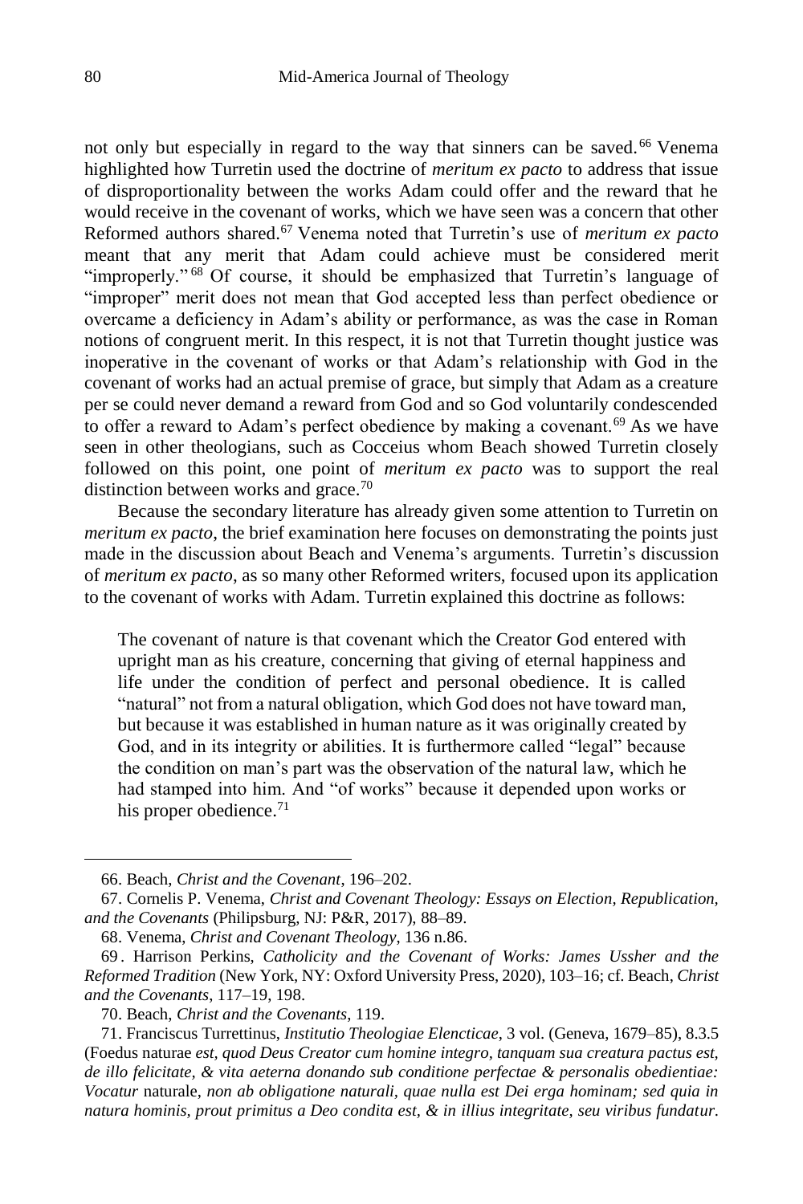not only but especially in regard to the way that sinners can be saved.[66] Venema highlighted how Turretin used the doctrine of *meritum ex pacto* to address that issue of disproportionality between the works Adam could offer and the reward that he would receive in the covenant of works, which we have seen was a concern that other Reformed authors shared.[67] Venema noted that Turretin's use of *meritum ex pacto* meant that any merit that Adam could achieve must be considered merit "improperly."[68] Of course, it should be emphasized that Turretin's language of "improper" merit does not mean that God accepted less than perfect obedience or overcame a deficiency in Adam's ability or performance, as was the case in Roman notions of congruent merit. In this respect, it is not that Turretin thought justice was inoperative in the covenant of works or that Adam's relationship with God in the covenant of works had an actual premise of grace, but simply that Adam as a creature per se could never demand a reward from God and so God voluntarily condescended to offer a reward to Adam's perfect obedience by making a covenant.[69] As we have seen in other theologians, such as Cocceius whom Beach showed Turretin closely followed on this point, one point of *meritum ex pacto* was to support the real distinction between works and grace.[70]

Because the secondary literature has already given some attention to Turretin on *meritum ex pacto*, the brief examination here focuses on demonstrating the points just made in the discussion about Beach and Venema's arguments. Turretin's discussion of *meritum ex pacto*, as so many other Reformed writers, focused upon its application to the covenant of works with Adam. Turretin explained this doctrine as follows:

> The covenant of nature is that covenant which the Creator God entered with upright man as his creature, concerning that giving of eternal happiness and life under the condition of perfect and personal obedience. It is called "natural" not from a natural obligation, which God does not have toward man, but because it was established in human nature as it was originally created by God, and in its integrity or abilities. It is furthermore called "legal" because the condition on man's part was the observation of the natural law, which he had stamped into him. And "of works" because it depended upon works or his proper obedience.[71]

66. Beach, *Christ and the Covenant*, 196–202.

67. Cornelis P. Venema, *Christ and Covenant Theology: Essays on Election, Republication, and the Covenants* (Philipsburg, NJ: P&R, 2017), 88–89.

68. Venema, *Christ and Covenant Theology*, 136 n.86.

69. Harrison Perkins, *Catholicity and the Covenant of Works: James Ussher and the Reformed Tradition* (New York, NY: Oxford University Press, 2020), 103–16; cf. Beach, *Christ and the Covenants*, 117–19, 198.

70. Beach, *Christ and the Covenants*, 119.

71. Franciscus Turrettinus, *Institutio Theologiae Elencticae*, 3 vol. (Geneva, 1679–85), 8.3.5 (Foedus naturae *est, quod Deus Creator cum homine integro, tanquam sua creatura pactus est, de illo felicitate, & vita aeterna donando sub conditione perfectae & personalis obedientiae: Vocatur* naturale, *non ab obligatione naturali, quae nulla est Dei erga hominam; sed quia in natura hominis, prout primitus a Deo condita est, & in illius integritate, seu viribus fundatur.*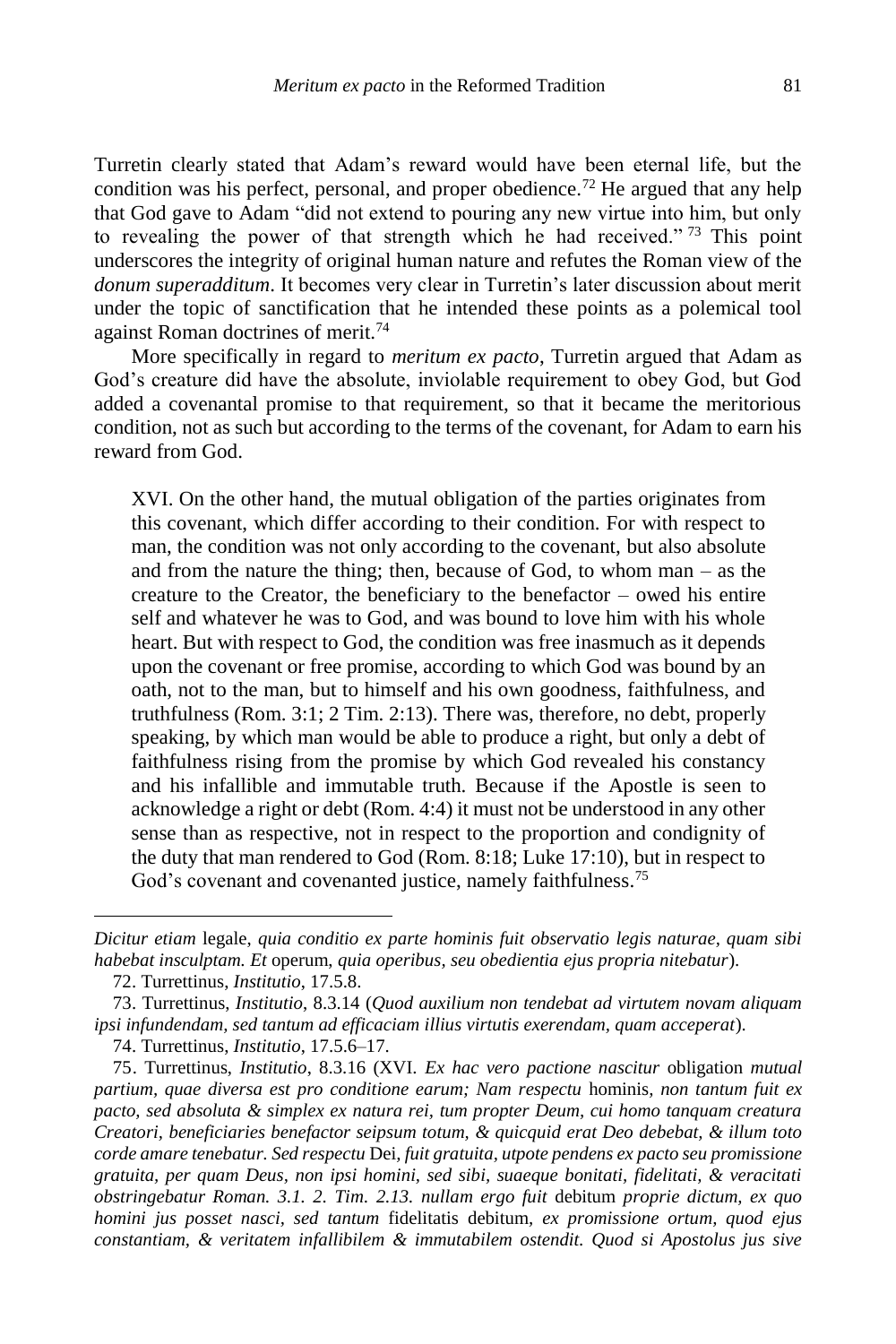Turretin clearly stated that Adam's reward would have been eternal life, but the condition was his perfect, personal, and proper obedience.[72] He argued that any help that God gave to Adam "did not extend to pouring any new virtue into him, but only to revealing the power of that strength which he had received."[73] This point underscores the integrity of original human nature and refutes the Roman view of the *donum superadditum*. It becomes very clear in Turretin's later discussion about merit under the topic of sanctification that he intended these points as a polemical tool against Roman doctrines of merit.[74]

More specifically in regard to *meritum ex pacto*, Turretin argued that Adam as God's creature did have the absolute, inviolable requirement to obey God, but God added a covenantal promise to that requirement, so that it became the meritorious condition, not as such but according to the terms of the covenant, for Adam to earn his reward from God.

> XVI. On the other hand, the mutual obligation of the parties originates from this covenant, which differ according to their condition. For with respect to man, the condition was not only according to the covenant, but also absolute and from the nature the thing; then, because of God, to whom man – as the creature to the Creator, the beneficiary to the benefactor – owed his entire self and whatever he was to God, and was bound to love him with his whole heart. But with respect to God, the condition was free inasmuch as it depends upon the covenant or free promise, according to which God was bound by an oath, not to the man, but to himself and his own goodness, faithfulness, and truthfulness (Rom. 3:1; 2 Tim. 2:13). There was, therefore, no debt, properly speaking, by which man would be able to produce a right, but only a debt of faithfulness rising from the promise by which God revealed his constancy and his infallible and immutable truth. Because if the Apostle is seen to acknowledge a right or debt (Rom. 4:4) it must not be understood in any other sense than as respective, not in respect to the proportion and condignity of the duty that man rendered to God (Rom. 8:18; Luke 17:10), but in respect to God's covenant and covenanted justice, namely faithfulness.[75]

---

*Dicitur etiam* legale, *quia conditio ex parte hominis fuit observatio legis naturae, quam sibi habebat insculptam. Et* operum, *quia operibus, seu obedientia ejus propria nitebatur*).

72. Turrettinus, *Institutio*, 17.5.8.

73. Turrettinus, *Institutio*, 8.3.14 (*Quod auxilium non tendebat ad virtutem novam aliquam ipsi infundendam, sed tantum ad efficaciam illius virtutis exerendam, quam acceperat*).

74. Turrettinus, *Institutio*, 17.5.6–17.

75. Turrettinus, *Institutio*, 8.3.16 (XVI. *Ex hac vero pactione nascitur* obligation *mutual partium, quae diversa est pro conditione earum; Nam respectu* hominis, *non tantum fuit ex pacto, sed absoluta & simplex ex natura rei, tum propter Deum, cui homo tanquam creatura Creatori, beneficiaries benefactor seipsum totum, & quicquid erat Deo debebat, & illum toto corde amare tenebatur. Sed respectu* Dei, *fuit gratuita, utpote pendens ex pacto seu promissione gratuita, per quam Deus, non ipsi homini, sed sibi, suaeque bonitati, fidelitati, & veracitati obstringebatur Roman. 3.1. 2. Tim. 2.13. nullam ergo fuit* debitum *proprie dictum, ex quo homini jus posset nasci, sed tantum* fidelitatis debitum, *ex promissione ortum, quod ejus constantiam, & veritatem infallibilem & immutabilem ostendit. Quod si Apostolus jus sive*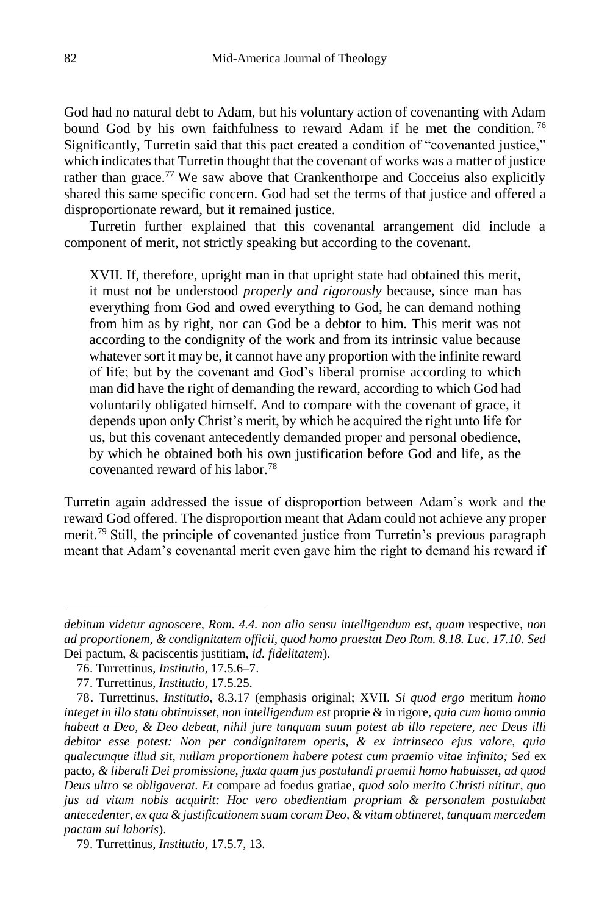God had no natural debt to Adam, but his voluntary action of covenanting with Adam bound God by his own faithfulness to reward Adam if he met the condition.[76] Significantly, Turretin said that this pact created a condition of "covenanted justice," which indicates that Turretin thought that the covenant of works was a matter of justice rather than grace.[77] We saw above that Crankenthorpe and Cocceius also explicitly shared this same specific concern. God had set the terms of that justice and offered a disproportionate reward, but it remained justice.

Turretin further explained that this covenantal arrangement did include a component of merit, not strictly speaking but according to the covenant.

> XVII. If, therefore, upright man in that upright state had obtained this merit, it must not be understood *properly and rigorously* because, since man has everything from God and owed everything to God, he can demand nothing from him as by right, nor can God be a debtor to him. This merit was not according to the condignity of the work and from its intrinsic value because whatever sort it may be, it cannot have any proportion with the infinite reward of life; but by the covenant and God's liberal promise according to which man did have the right of demanding the reward, according to which God had voluntarily obligated himself. And to compare with the covenant of grace, it depends upon only Christ's merit, by which he acquired the right unto life for us, but this covenant antecedently demanded proper and personal obedience, by which he obtained both his own justification before God and life, as the covenanted reward of his labor.[78]

Turretin again addressed the issue of disproportion between Adam's work and the reward God offered. The disproportion meant that Adam could not achieve any proper merit.[79] Still, the principle of covenanted justice from Turretin's previous paragraph meant that Adam's covenantal merit even gave him the right to demand his reward if

---

*debitum videtur agnoscere, Rom. 4.4. non alio sensu intelligendum est, quam* respective, *non ad proportionem, & condignitatem officii, quod homo praestat Deo Rom. 8.18. Luc. 17.10. Sed* Dei pactum, & paciscentis justitiam, *id. fidelitatem*).

76. Turrettinus, *Institutio*, 17.5.6–7.

77. Turrettinus, *Institutio*, 17.5.25.

78. Turrettinus, *Institutio*, 8.3.17 (emphasis original; XVII. *Si quod ergo* meritum *homo integet in illo statu obtinuisset, non intelligendum est* proprie & in rigore, *quia cum homo omnia habeat a Deo, & Deo debeat, nihil jure tanquam suum potest ab illo repetere, nec Deus illi debitor esse potest: Non per condignitatem operis, & ex intrinseco ejus valore, quia qualecunque illud sit, nullam proportionem habere potest cum praemio vitae infinito; Sed* ex pacto, *& liberali Dei promissione, juxta quam jus postulandi praemii homo habuisset, ad quod Deus ultro se obligaverat. Et* compare ad foedus gratiae, *quod solo merito Christi nititur, quo jus ad vitam nobis acquirit: Hoc vero obedientiam propriam & personalem postulabat antecedenter, ex qua & justificationem suam coram Deo, & vitam obtineret, tanquam mercedem pactam sui laboris*).

79. Turrettinus, *Institutio*, 17.5.7, 13.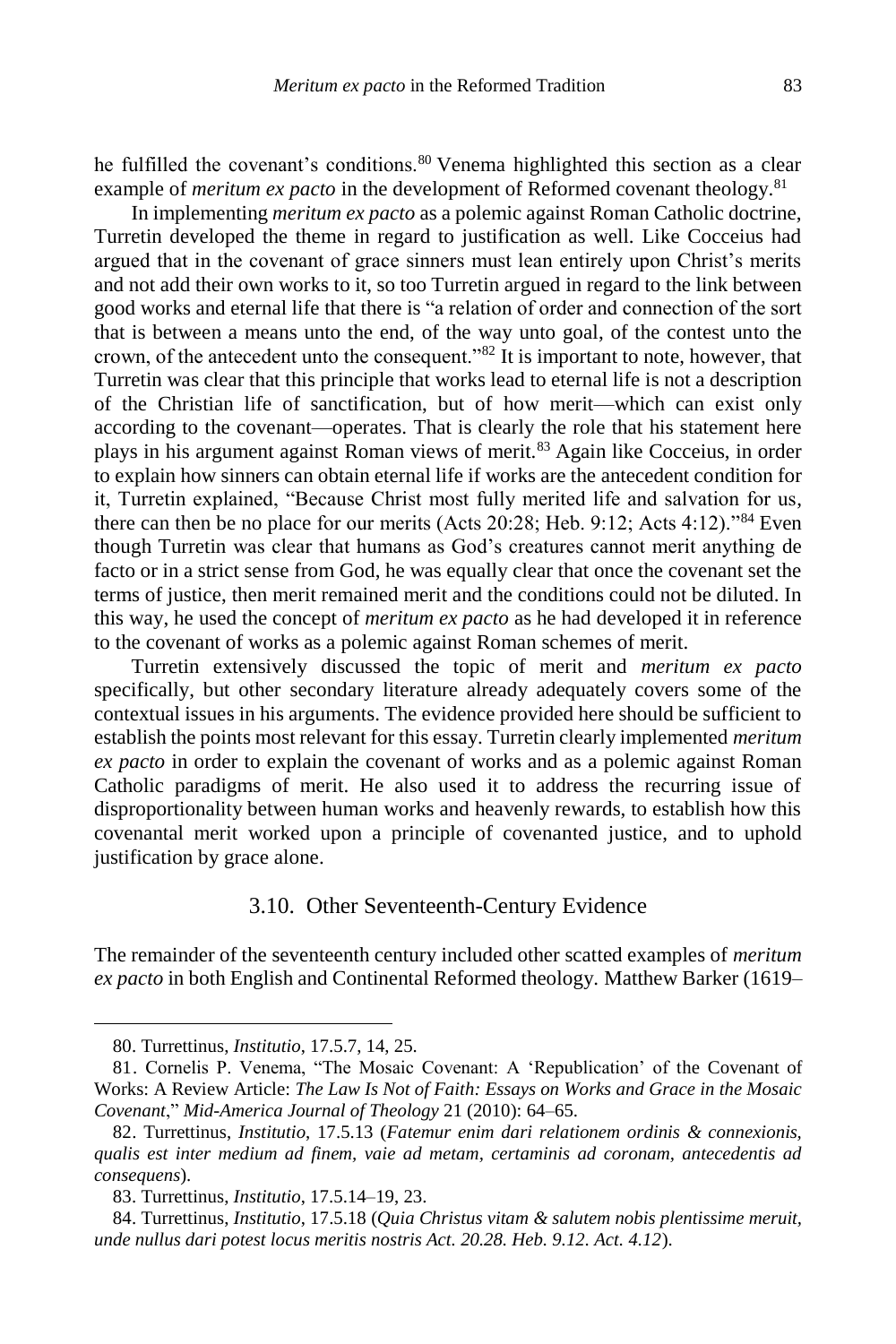he fulfilled the covenant's conditions.[80] Venema highlighted this section as a clear example of *meritum ex pacto* in the development of Reformed covenant theology.[81]

In implementing *meritum ex pacto* as a polemic against Roman Catholic doctrine, Turretin developed the theme in regard to justification as well. Like Cocceius had argued that in the covenant of grace sinners must lean entirely upon Christ's merits and not add their own works to it, so too Turretin argued in regard to the link between good works and eternal life that there is "a relation of order and connection of the sort that is between a means unto the end, of the way unto goal, of the contest unto the crown, of the antecedent unto the consequent."[82] It is important to note, however, that Turretin was clear that this principle that works lead to eternal life is not a description of the Christian life of sanctification, but of how merit—which can exist only according to the covenant—operates. That is clearly the role that his statement here plays in his argument against Roman views of merit.[83] Again like Cocceius, in order to explain how sinners can obtain eternal life if works are the antecedent condition for it, Turretin explained, "Because Christ most fully merited life and salvation for us, there can then be no place for our merits (Acts 20:28; Heb. 9:12; Acts 4:12)."[84] Even though Turretin was clear that humans as God's creatures cannot merit anything de facto or in a strict sense from God, he was equally clear that once the covenant set the terms of justice, then merit remained merit and the conditions could not be diluted. In this way, he used the concept of *meritum ex pacto* as he had developed it in reference to the covenant of works as a polemic against Roman schemes of merit.

Turretin extensively discussed the topic of merit and *meritum ex pacto* specifically, but other secondary literature already adequately covers some of the contextual issues in his arguments. The evidence provided here should be sufficient to establish the points most relevant for this essay. Turretin clearly implemented *meritum ex pacto* in order to explain the covenant of works and as a polemic against Roman Catholic paradigms of merit. He also used it to address the recurring issue of disproportionality between human works and heavenly rewards, to establish how this covenantal merit worked upon a principle of covenanted justice, and to uphold justification by grace alone.

### 3.10. Other Seventeenth-Century Evidence

The remainder of the seventeenth century included other scatted examples of *meritum ex pacto* in both English and Continental Reformed theology. Matthew Barker (1619–

---

80. Turrettinus, *Institutio*, 17.5.7, 14, 25.

81. Cornelis P. Venema, "The Mosaic Covenant: A 'Republication' of the Covenant of Works: A Review Article: *The Law Is Not of Faith: Essays on Works and Grace in the Mosaic Covenant*," *Mid-America Journal of Theology* 21 (2010): 64–65.

82. Turrettinus, *Institutio*, 17.5.13 (*Fatemur enim dari relationem ordinis & connexionis, qualis est inter medium ad finem, vaie ad metam, certaminis ad coronam, antecedentis ad consequens*).

83. Turrettinus, *Institutio*, 17.5.14–19, 23.

84. Turrettinus, *Institutio*, 17.5.18 (*Quia Christus vitam & salutem nobis plentissime meruit, unde nullus dari potest locus meritis nostris Act. 20.28. Heb. 9.12. Act. 4.12*).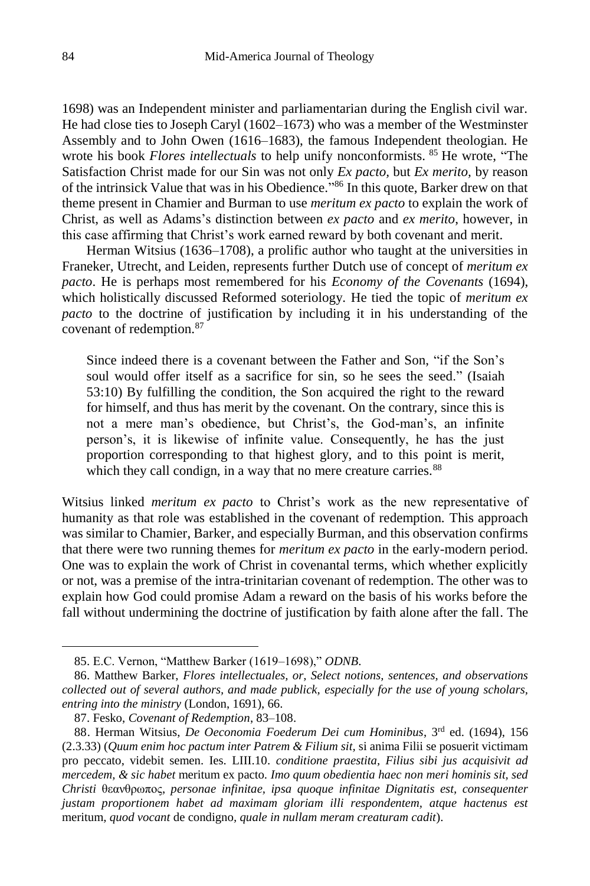1698) was an Independent minister and parliamentarian during the English civil war. He had close ties to Joseph Caryl (1602–1673) who was a member of the Westminster Assembly and to John Owen (1616–1683), the famous Independent theologian. He wrote his book *Flores intellectuals* to help unify nonconformists. [85] He wrote, "The Satisfaction Christ made for our Sin was not only *Ex pacto,* but *Ex merito,* by reason of the intrinsick Value that was in his Obedience."[86] In this quote, Barker drew on that theme present in Chamier and Burman to use *meritum ex pacto* to explain the work of Christ, as well as Adams's distinction between *ex pacto* and *ex merito*, however, in this case affirming that Christ's work earned reward by both covenant and merit.

Herman Witsius (1636–1708), a prolific author who taught at the universities in Franeker, Utrecht, and Leiden, represents further Dutch use of concept of *meritum ex pacto*. He is perhaps most remembered for his *Economy of the Covenants* (1694), which holistically discussed Reformed soteriology. He tied the topic of *meritum ex pacto* to the doctrine of justification by including it in his understanding of the covenant of redemption.[87]

> Since indeed there is a covenant between the Father and Son, "if the Son's soul would offer itself as a sacrifice for sin, so he sees the seed." (Isaiah 53:10) By fulfilling the condition, the Son acquired the right to the reward for himself, and thus has merit by the covenant. On the contrary, since this is not a mere man's obedience, but Christ's, the God-man's, an infinite person's, it is likewise of infinite value. Consequently, he has the just proportion corresponding to that highest glory, and to this point is merit, which they call condign, in a way that no mere creature carries.[88]

Witsius linked *meritum ex pacto* to Christ's work as the new representative of humanity as that role was established in the covenant of redemption. This approach was similar to Chamier, Barker, and especially Burman, and this observation confirms that there were two running themes for *meritum ex pacto* in the early-modern period. One was to explain the work of Christ in covenantal terms, which whether explicitly or not, was a premise of the intra-trinitarian covenant of redemption. The other was to explain how God could promise Adam a reward on the basis of his works before the fall without undermining the doctrine of justification by faith alone after the fall. The

---

85. E.C. Vernon, "Matthew Barker (1619–1698)," *ODNB*.

86. Matthew Barker, *Flores intellectuales, or, Select notions, sentences, and observations collected out of several authors, and made publick, especially for the use of young scholars, entring into the ministry* (London, 1691), 66.

87. Fesko, *Covenant of Redemption*, 83–108.

88. Herman Witsius, *De Oeconomia Foederum Dei cum Hominibus*, 3rd ed. (1694), 156 (2.3.33) (*Quum enim hoc pactum inter Patrem & Filium sit,* si anima Filii se posuerit victimam pro peccato, videbit semen. Ies. LIII.10. *conditione praestita, Filius sibi jus acquisivit ad mercedem, & sic habet* meritum ex pacto. *Imo quum obedientia haec non meri hominis sit, sed Christi* θεανθρωπος, *personae infinitae, ipsa quoque infinitae Dignitatis est, consequenter justam proportionem habet ad maximam gloriam illi respondentem, atque hactenus est* meritum, *quod vocant* de condigno, *quale in nullam meram creaturam cadit*).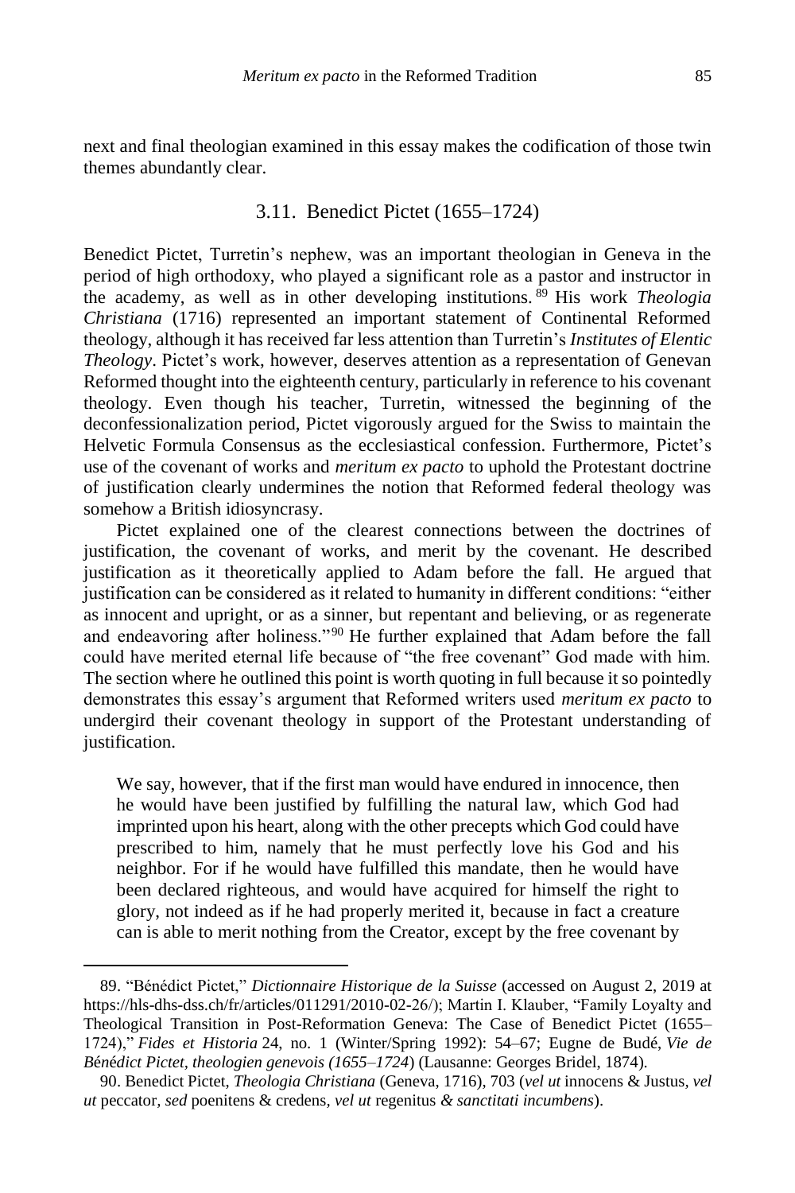next and final theologian examined in this essay makes the codification of those twin themes abundantly clear.

### 3.11. Benedict Pictet (1655–1724)

Benedict Pictet, Turretin's nephew, was an important theologian in Geneva in the period of high orthodoxy, who played a significant role as a pastor and instructor in the academy, as well as in other developing institutions.[89] His work *Theologia Christiana* (1716) represented an important statement of Continental Reformed theology, although it has received far less attention than Turretin's *Institutes of Elentic Theology*. Pictet's work, however, deserves attention as a representation of Genevan Reformed thought into the eighteenth century, particularly in reference to his covenant theology. Even though his teacher, Turretin, witnessed the beginning of the deconfessionalization period, Pictet vigorously argued for the Swiss to maintain the Helvetic Formula Consensus as the ecclesiastical confession. Furthermore, Pictet's use of the covenant of works and *meritum ex pacto* to uphold the Protestant doctrine of justification clearly undermines the notion that Reformed federal theology was somehow a British idiosyncrasy.

Pictet explained one of the clearest connections between the doctrines of justification, the covenant of works, and merit by the covenant. He described justification as it theoretically applied to Adam before the fall. He argued that justification can be considered as it related to humanity in different conditions: "either as innocent and upright, or as a sinner, but repentant and believing, or as regenerate and endeavoring after holiness."[90] He further explained that Adam before the fall could have merited eternal life because of "the free covenant" God made with him. The section where he outlined this point is worth quoting in full because it so pointedly demonstrates this essay's argument that Reformed writers used *meritum ex pacto* to undergird their covenant theology in support of the Protestant understanding of justification.

> We say, however, that if the first man would have endured in innocence, then he would have been justified by fulfilling the natural law, which God had imprinted upon his heart, along with the other precepts which God could have prescribed to him, namely that he must perfectly love his God and his neighbor. For if he would have fulfilled this mandate, then he would have been declared righteous, and would have acquired for himself the right to glory, not indeed as if he had properly merited it, because in fact a creature can is able to merit nothing from the Creator, except by the free covenant by

---

89. "Bénédict Pictet," *Dictionnaire Historique de la Suisse* (accessed on August 2, 2019 at https://hls-dhs-dss.ch/fr/articles/011291/2010-02-26/); Martin I. Klauber, "Family Loyalty and Theological Transition in Post-Reformation Geneva: The Case of Benedict Pictet (1655–1724)," *Fides et Historia* 24, no. 1 (Winter/Spring 1992): 54–67; Eugne de Budé, *Vie de Bénédict Pictet, theologien genevois (1655–1724)* (Lausanne: Georges Bridel, 1874).

90. Benedict Pictet, *Theologia Christiana* (Geneva, 1716), 703 (*vel ut* innocens & Justus, *vel ut* peccator, *sed* poenitens & credens, *vel ut* regenitus *& sanctitati incumbens*).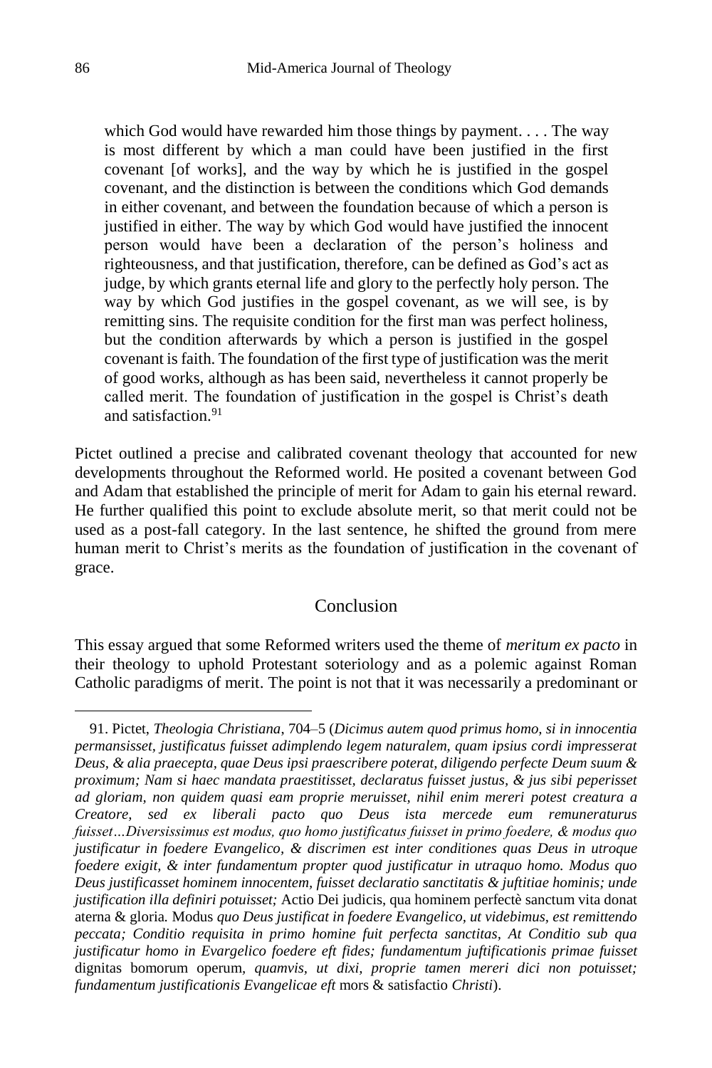> which God would have rewarded him those things by payment. . . . The way is most different by which a man could have been justified in the first covenant [of works], and the way by which he is justified in the gospel covenant, and the distinction is between the conditions which God demands in either covenant, and between the foundation because of which a person is justified in either. The way by which God would have justified the innocent person would have been a declaration of the person's holiness and righteousness, and that justification, therefore, can be defined as God's act as judge, by which grants eternal life and glory to the perfectly holy person. The way by which God justifies in the gospel covenant, as we will see, is by remitting sins. The requisite condition for the first man was perfect holiness, but the condition afterwards by which a person is justified in the gospel covenant is faith. The foundation of the first type of justification was the merit of good works, although as has been said, nevertheless it cannot properly be called merit. The foundation of justification in the gospel is Christ's death and satisfaction.[91]

Pictet outlined a precise and calibrated covenant theology that accounted for new developments throughout the Reformed world. He posited a covenant between God and Adam that established the principle of merit for Adam to gain his eternal reward. He further qualified this point to exclude absolute merit, so that merit could not be used as a post-fall category. In the last sentence, he shifted the ground from mere human merit to Christ's merits as the foundation of justification in the covenant of grace.

## Conclusion

This essay argued that some Reformed writers used the theme of *meritum ex pacto* in their theology to uphold Protestant soteriology and as a polemic against Roman Catholic paradigms of merit. The point is not that it was necessarily a predominant or

---

91. Pictet, *Theologia Christiana*, 704–5 (*Dicimus autem quod primus homo, si in innocentia permansisset, justificatus fuisset adimplendo legem naturalem, quam ipsius cordi impresserat Deus, & alia praecepta, quae Deus ipsi praescribere poterat, diligendo perfecte Deum suum & proximum; Nam si haec mandata praestitisset, declaratus fuisset justus, & jus sibi peperisset ad gloriam, non quidem quasi eam proprie meruisset, nihil enim mereri potest creatura a Creatore, sed ex liberali pacto quo Deus ista mercede eum remuneraturus fuisset…Diversissimus est modus, quo homo justificatus fuisset in primo foedere, & modus quo justificatur in foedere Evangelico, & discrimen est inter conditiones quas Deus in utroque foedere exigit, & inter fundamentum propter quod justificatur in utraquo homo. Modus quo Deus justificasset hominem innocentem, fuisset declaratio sanctitatis & juftitiae hominis; unde justification illa definiri potuisset;* Actio Dei judicis, qua hominem perfectè sanctum vita donat aterna & gloria. *Modus quo Deus justificat in foedere Evangelico, ut videbimus, est remittendo peccata; Conditio requisita in primo homine fuit perfecta sanctitas, At Conditio sub qua justificatur homo in Evargelico foedere eft fides; fundamentum juftificationis primae fuisset* dignitas bomorum operum, *quamvis, ut dixi, proprie tamen mereri dici non potuisset; fundamentum justificationis Evangelicae eft* mors & satisfactio *Christi*).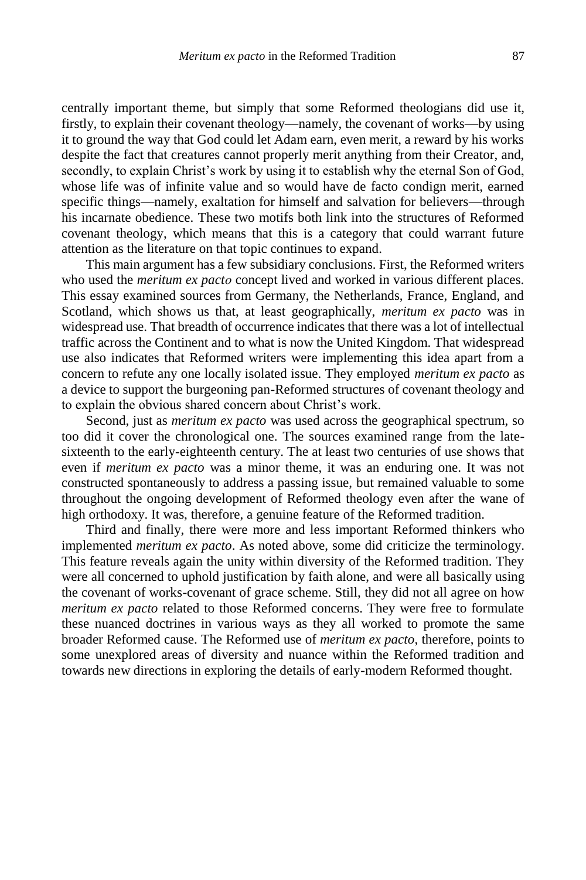centrally important theme, but simply that some Reformed theologians did use it, firstly, to explain their covenant theology—namely, the covenant of works—by using it to ground the way that God could let Adam earn, even merit, a reward by his works despite the fact that creatures cannot properly merit anything from their Creator, and, secondly, to explain Christ's work by using it to establish why the eternal Son of God, whose life was of infinite value and so would have de facto condign merit, earned specific things—namely, exaltation for himself and salvation for believers—through his incarnate obedience. These two motifs both link into the structures of Reformed covenant theology, which means that this is a category that could warrant future attention as the literature on that topic continues to expand.

This main argument has a few subsidiary conclusions. First, the Reformed writers who used the *meritum ex pacto* concept lived and worked in various different places. This essay examined sources from Germany, the Netherlands, France, England, and Scotland, which shows us that, at least geographically, *meritum ex pacto* was in widespread use. That breadth of occurrence indicates that there was a lot of intellectual traffic across the Continent and to what is now the United Kingdom. That widespread use also indicates that Reformed writers were implementing this idea apart from a concern to refute any one locally isolated issue. They employed *meritum ex pacto* as a device to support the burgeoning pan-Reformed structures of covenant theology and to explain the obvious shared concern about Christ's work.

Second, just as *meritum ex pacto* was used across the geographical spectrum, so too did it cover the chronological one. The sources examined range from the late-sixteenth to the early-eighteenth century. The at least two centuries of use shows that even if *meritum ex pacto* was a minor theme, it was an enduring one. It was not constructed spontaneously to address a passing issue, but remained valuable to some throughout the ongoing development of Reformed theology even after the wane of high orthodoxy. It was, therefore, a genuine feature of the Reformed tradition.

Third and finally, there were more and less important Reformed thinkers who implemented *meritum ex pacto*. As noted above, some did criticize the terminology. This feature reveals again the unity within diversity of the Reformed tradition. They were all concerned to uphold justification by faith alone, and were all basically using the covenant of works-covenant of grace scheme. Still, they did not all agree on how *meritum ex pacto* related to those Reformed concerns. They were free to formulate these nuanced doctrines in various ways as they all worked to promote the same broader Reformed cause. The Reformed use of *meritum ex pacto*, therefore, points to some unexplored areas of diversity and nuance within the Reformed tradition and towards new directions in exploring the details of early-modern Reformed thought.